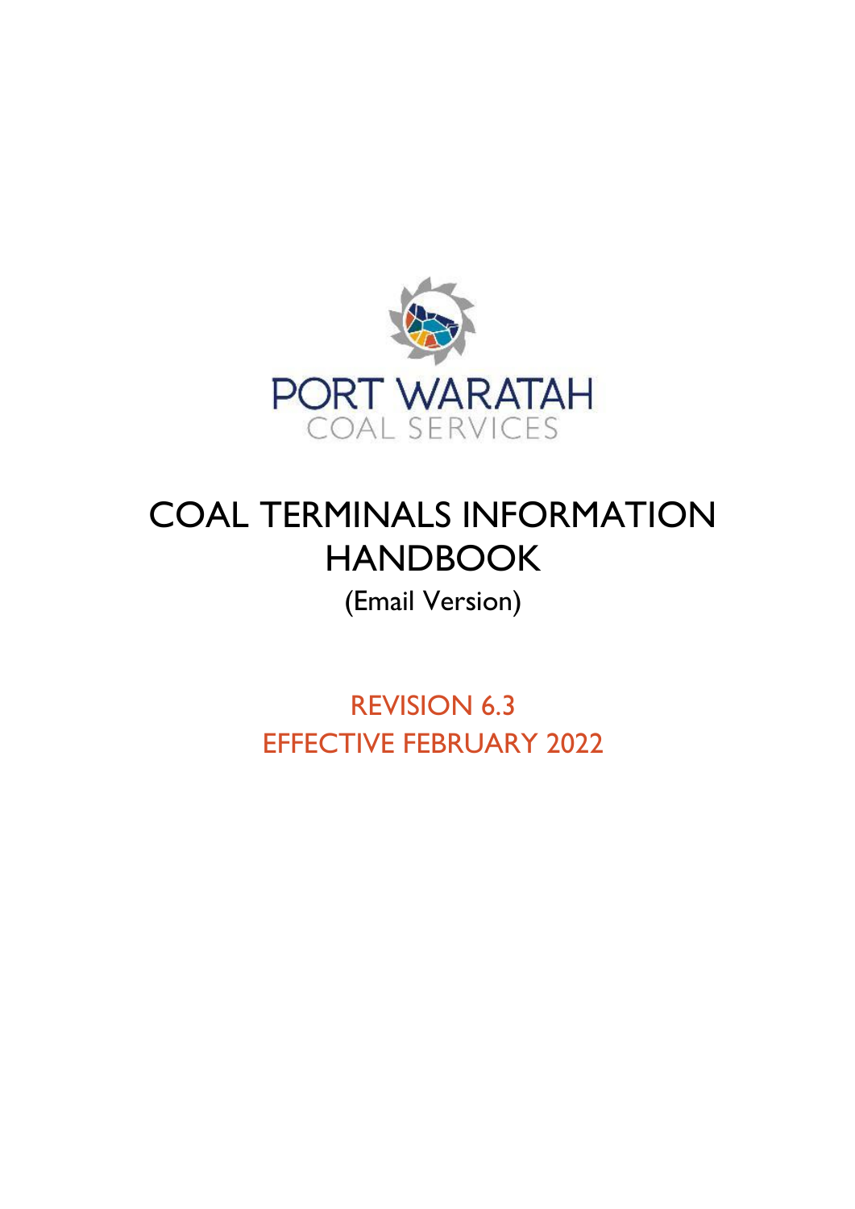PORT WARATAH

COAL SERVICES

# COAL TERMINALS INFORMATION HANDBOOK

(Email Version)

REVISION 6.3

EFFECTIVE FEBRUARY 2022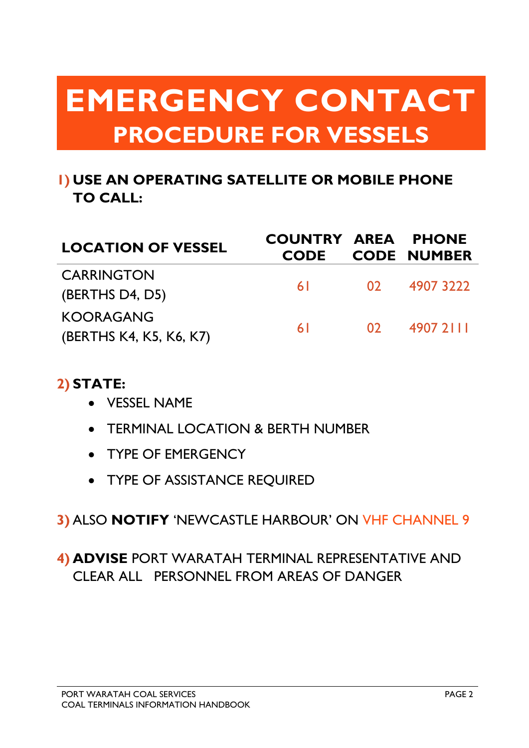# EMERGENCY CONTACT
## PROCEDURE FOR VESSELS

### 1) USE AN OPERATING SATELLITE OR MOBILE PHONE TO CALL:

| LOCATION OF VESSEL | COUNTRY CODE | AREA CODE | PHONE NUMBER |
|---|---|---|---|
| CARRINGTON (BERTHS D4, D5) | 61 | 02 | 4907 3222 |
| KOORAGANG (BERTHS K4, K5, K6, K7) | 61 | 02 | 4907 2111 |

### 2) STATE:

- VESSEL NAME
- TERMINAL LOCATION & BERTH NUMBER
- TYPE OF EMERGENCY
- TYPE OF ASSISTANCE REQUIRED

**3)** ALSO **NOTIFY** 'NEWCASTLE HARBOUR' ON VHF CHANNEL 9

**4)** **ADVISE** PORT WARATAH TERMINAL REPRESENTATIVE AND CLEAR ALL PERSONNEL FROM AREAS OF DANGER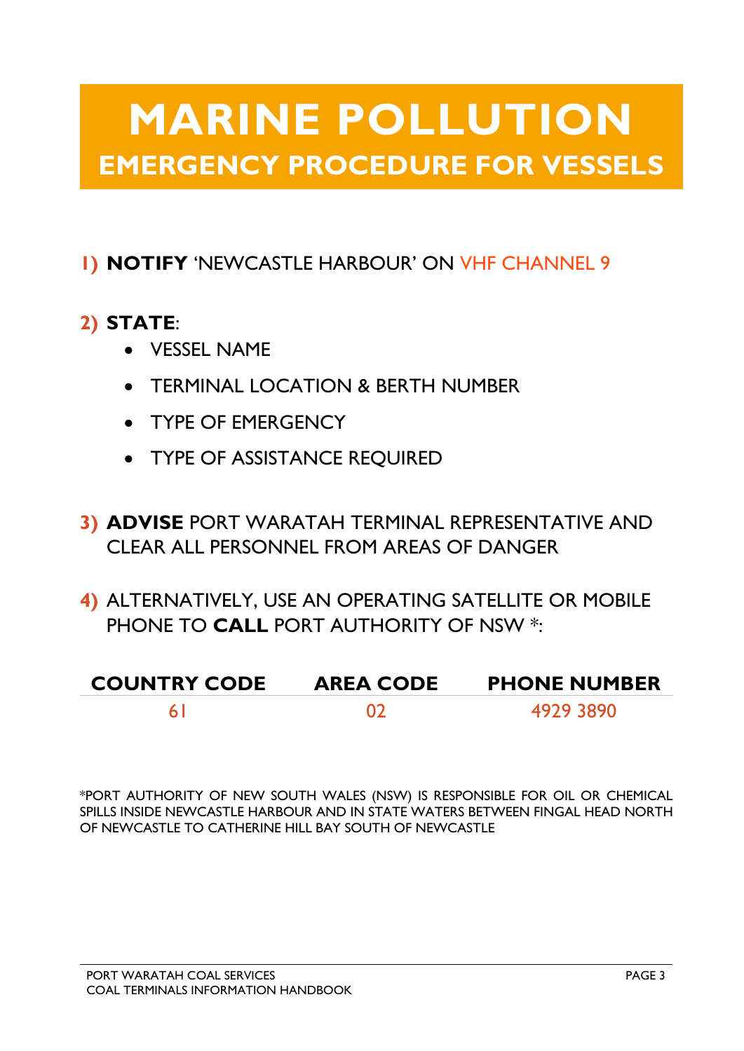# MARINE POLLUTION

## EMERGENCY PROCEDURE FOR VESSELS

1) **NOTIFY** 'NEWCASTLE HARBOUR' ON VHF CHANNEL 9

2) **STATE**:
   - VESSEL NAME
   - TERMINAL LOCATION & BERTH NUMBER
   - TYPE OF EMERGENCY
   - TYPE OF ASSISTANCE REQUIRED

3) **ADVISE** PORT WARATAH TERMINAL REPRESENTATIVE AND CLEAR ALL PERSONNEL FROM AREAS OF DANGER

4) ALTERNATIVELY, USE AN OPERATING SATELLITE OR MOBILE PHONE TO **CALL** PORT AUTHORITY OF NSW *:

| COUNTRY CODE | AREA CODE | PHONE NUMBER |
| --- | --- | --- |
| 61 | 02 | 4929 3890 |

*PORT AUTHORITY OF NEW SOUTH WALES (NSW) IS RESPONSIBLE FOR OIL OR CHEMICAL SPILLS INSIDE NEWCASTLE HARBOUR AND IN STATE WATERS BETWEEN FINGAL HEAD NORTH OF NEWCASTLE TO CATHERINE HILL BAY SOUTH OF NEWCASTLE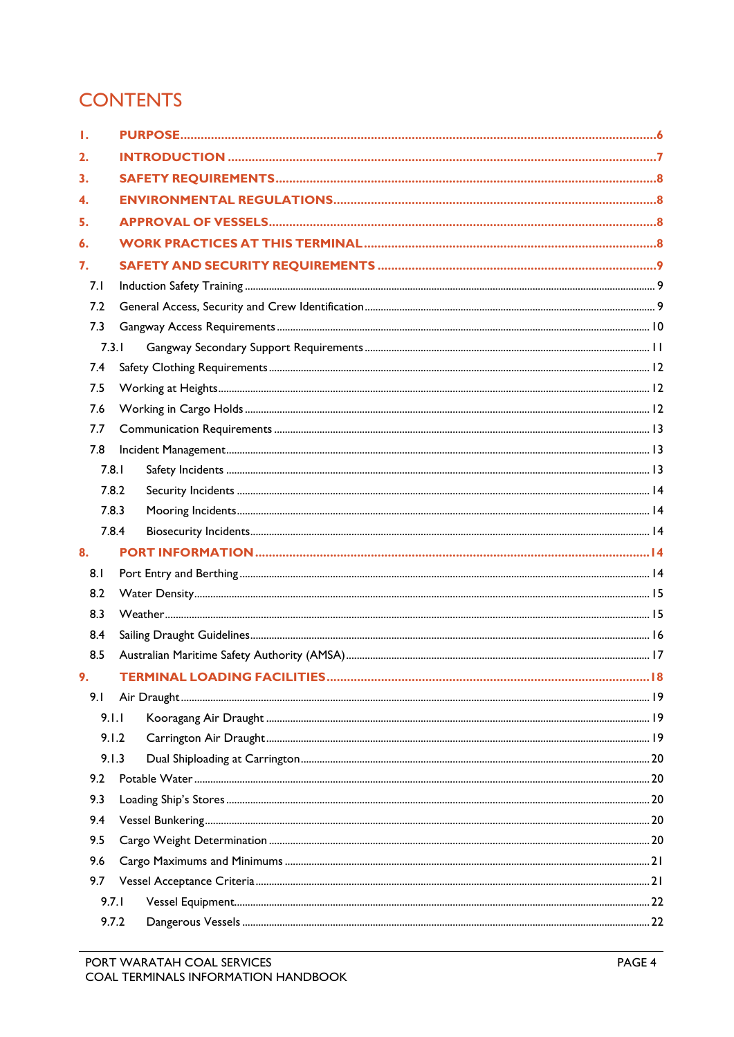# CONTENTS

1. **PURPOSE** ............................................................ 6
2. **INTRODUCTION** ............................................................ 7
3. **SAFETY REQUIREMENTS** ............................................................ 8
4. **ENVIRONMENTAL REGULATIONS** ............................................................ 8
5. **APPROVAL OF VESSELS** ............................................................ 8
6. **WORK PRACTICES AT THIS TERMINAL** ............................................................ 8
7. **SAFETY AND SECURITY REQUIREMENTS** ............................................................ 9
   - 7.1 Induction Safety Training ............................................................ 9
   - 7.2 General Access, Security and Crew Identification ............................................................ 9
   - 7.3 Gangway Access Requirements ............................................................ 10
     - 7.3.1 Gangway Secondary Support Requirements ............................................................ 11
   - 7.4 Safety Clothing Requirements ............................................................ 12
   - 7.5 Working at Heights ............................................................ 12
   - 7.6 Working in Cargo Holds ............................................................ 12
   - 7.7 Communication Requirements ............................................................ 13
   - 7.8 Incident Management ............................................................ 13
     - 7.8.1 Safety Incidents ............................................................ 13
     - 7.8.2 Security Incidents ............................................................ 14
     - 7.8.3 Mooring Incidents ............................................................ 14
     - 7.8.4 Biosecurity Incidents ............................................................ 14
8. **PORT INFORMATION** ............................................................ 14
   - 8.1 Port Entry and Berthing ............................................................ 14
   - 8.2 Water Density ............................................................ 15
   - 8.3 Weather ............................................................ 15
   - 8.4 Sailing Draught Guidelines ............................................................ 16
   - 8.5 Australian Maritime Safety Authority (AMSA) ............................................................ 17
9. **TERMINAL LOADING FACILITIES** ............................................................ 18
   - 9.1 Air Draught ............................................................ 19
     - 9.1.1 Kooragang Air Draught ............................................................ 19
     - 9.1.2 Carrington Air Draught ............................................................ 19
     - 9.1.3 Dual Shiploading at Carrington ............................................................ 20
   - 9.2 Potable Water ............................................................ 20
   - 9.3 Loading Ship's Stores ............................................................ 20
   - 9.4 Vessel Bunkering ............................................................ 20
   - 9.5 Cargo Weight Determination ............................................................ 20
   - 9.6 Cargo Maximums and Minimums ............................................................ 21
   - 9.7 Vessel Acceptance Criteria ............................................................ 21
     - 9.7.1 Vessel Equipment ............................................................ 22
     - 9.7.2 Dangerous Vessels ............................................................ 22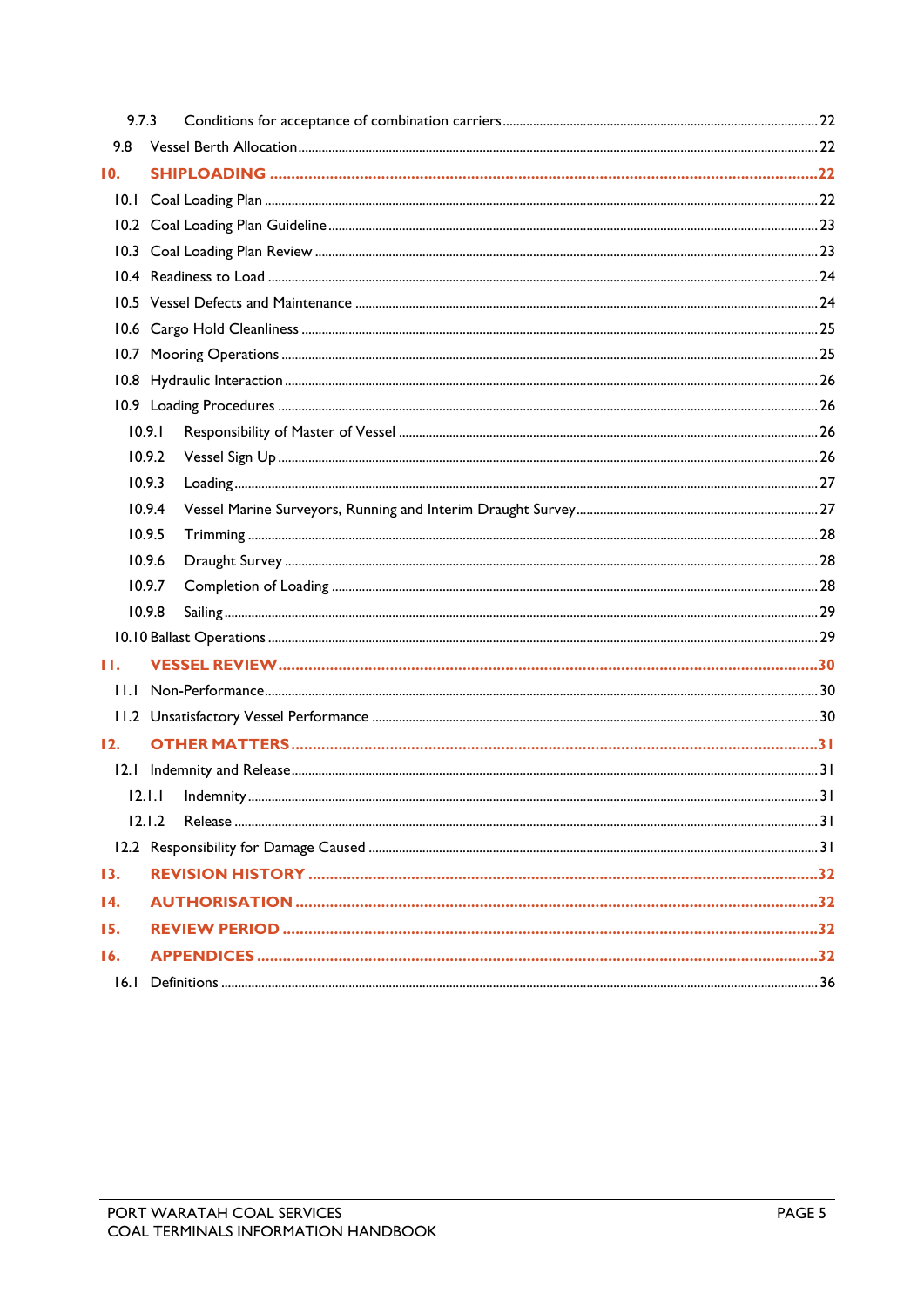| | | |
|---|---|---|
| 9.7.3 | Conditions for acceptance of combination carriers | 22 |
| 9.8 | Vessel Berth Allocation | 22 |
| **10.** | **SHIPLOADING** | **22** |
| 10.1 | Coal Loading Plan | 22 |
| 10.2 | Coal Loading Plan Guideline | 23 |
| 10.3 | Coal Loading Plan Review | 23 |
| 10.4 | Readiness to Load | 24 |
| 10.5 | Vessel Defects and Maintenance | 24 |
| 10.6 | Cargo Hold Cleanliness | 25 |
| 10.7 | Mooring Operations | 25 |
| 10.8 | Hydraulic Interaction | 26 |
| 10.9 | Loading Procedures | 26 |
| 10.9.1 | Responsibility of Master of Vessel | 26 |
| 10.9.2 | Vessel Sign Up | 26 |
| 10.9.3 | Loading | 27 |
| 10.9.4 | Vessel Marine Surveyors, Running and Interim Draught Survey | 27 |
| 10.9.5 | Trimming | 28 |
| 10.9.6 | Draught Survey | 28 |
| 10.9.7 | Completion of Loading | 28 |
| 10.9.8 | Sailing | 29 |
| 10.10 | Ballast Operations | 29 |
| **11.** | **VESSEL REVIEW** | **30** |
| 11.1 | Non-Performance | 30 |
| 11.2 | Unsatisfactory Vessel Performance | 30 |
| **12.** | **OTHER MATTERS** | **31** |
| 12.1 | Indemnity and Release | 31 |
| 12.1.1 | Indemnity | 31 |
| 12.1.2 | Release | 31 |
| 12.2 | Responsibility for Damage Caused | 31 |
| **13.** | **REVISION HISTORY** | **32** |
| **14.** | **AUTHORISATION** | **32** |
| **15.** | **REVIEW PERIOD** | **32** |
| **16.** | **APPENDICES** | **32** |
| 16.1 | Definitions | 36 |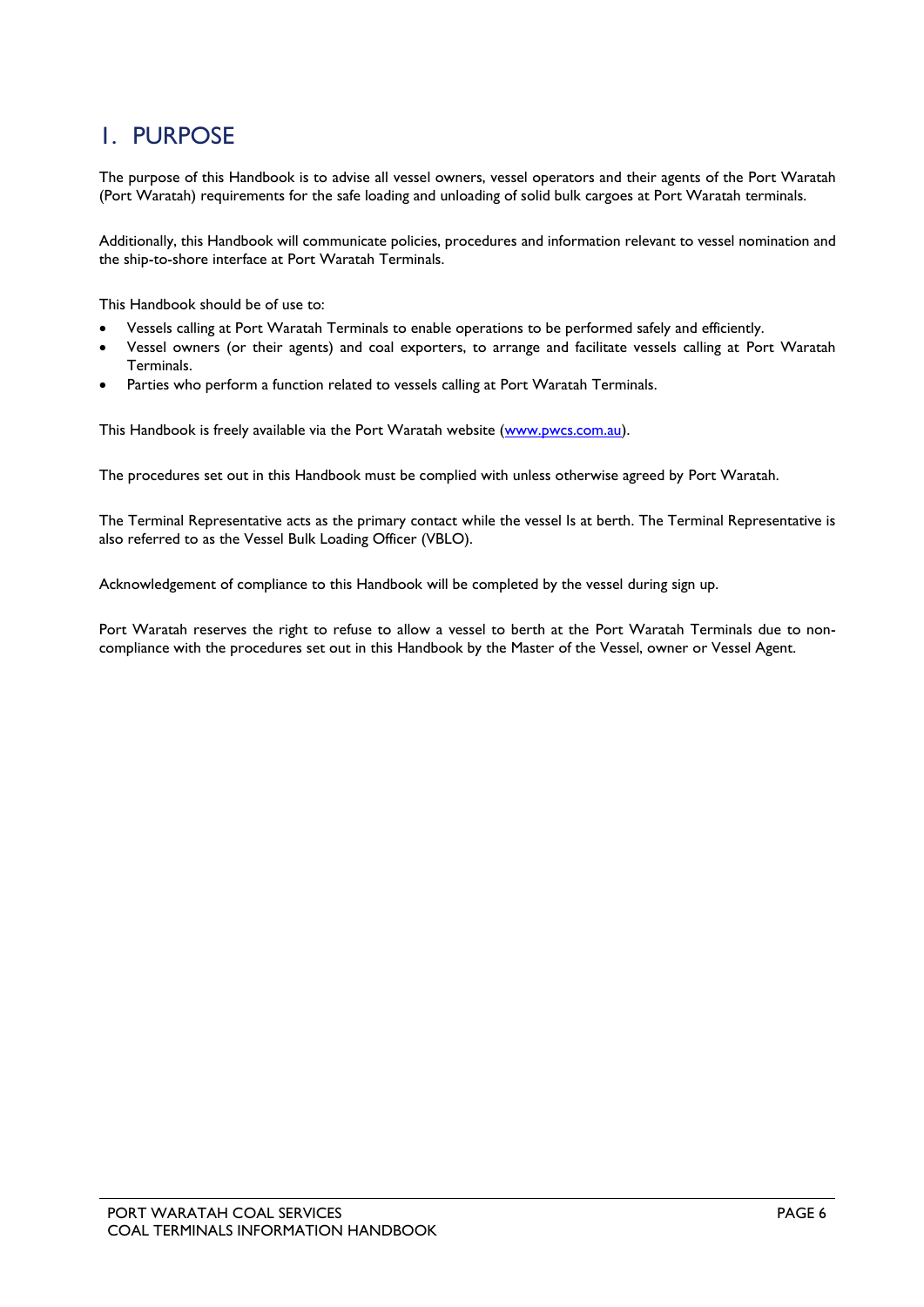# 1. PURPOSE

The purpose of this Handbook is to advise all vessel owners, vessel operators and their agents of the Port Waratah (Port Waratah) requirements for the safe loading and unloading of solid bulk cargoes at Port Waratah terminals.

Additionally, this Handbook will communicate policies, procedures and information relevant to vessel nomination and the ship-to-shore interface at Port Waratah Terminals.

This Handbook should be of use to:

- Vessels calling at Port Waratah Terminals to enable operations to be performed safely and efficiently.
- Vessel owners (or their agents) and coal exporters, to arrange and facilitate vessels calling at Port Waratah Terminals.
- Parties who perform a function related to vessels calling at Port Waratah Terminals.

This Handbook is freely available via the Port Waratah website ([www.pwcs.com.au](www.pwcs.com.au)).

The procedures set out in this Handbook must be complied with unless otherwise agreed by Port Waratah.

The Terminal Representative acts as the primary contact while the vessel Is at berth. The Terminal Representative is also referred to as the Vessel Bulk Loading Officer (VBLO).

Acknowledgement of compliance to this Handbook will be completed by the vessel during sign up.

Port Waratah reserves the right to refuse to allow a vessel to berth at the Port Waratah Terminals due to non-compliance with the procedures set out in this Handbook by the Master of the Vessel, owner or Vessel Agent.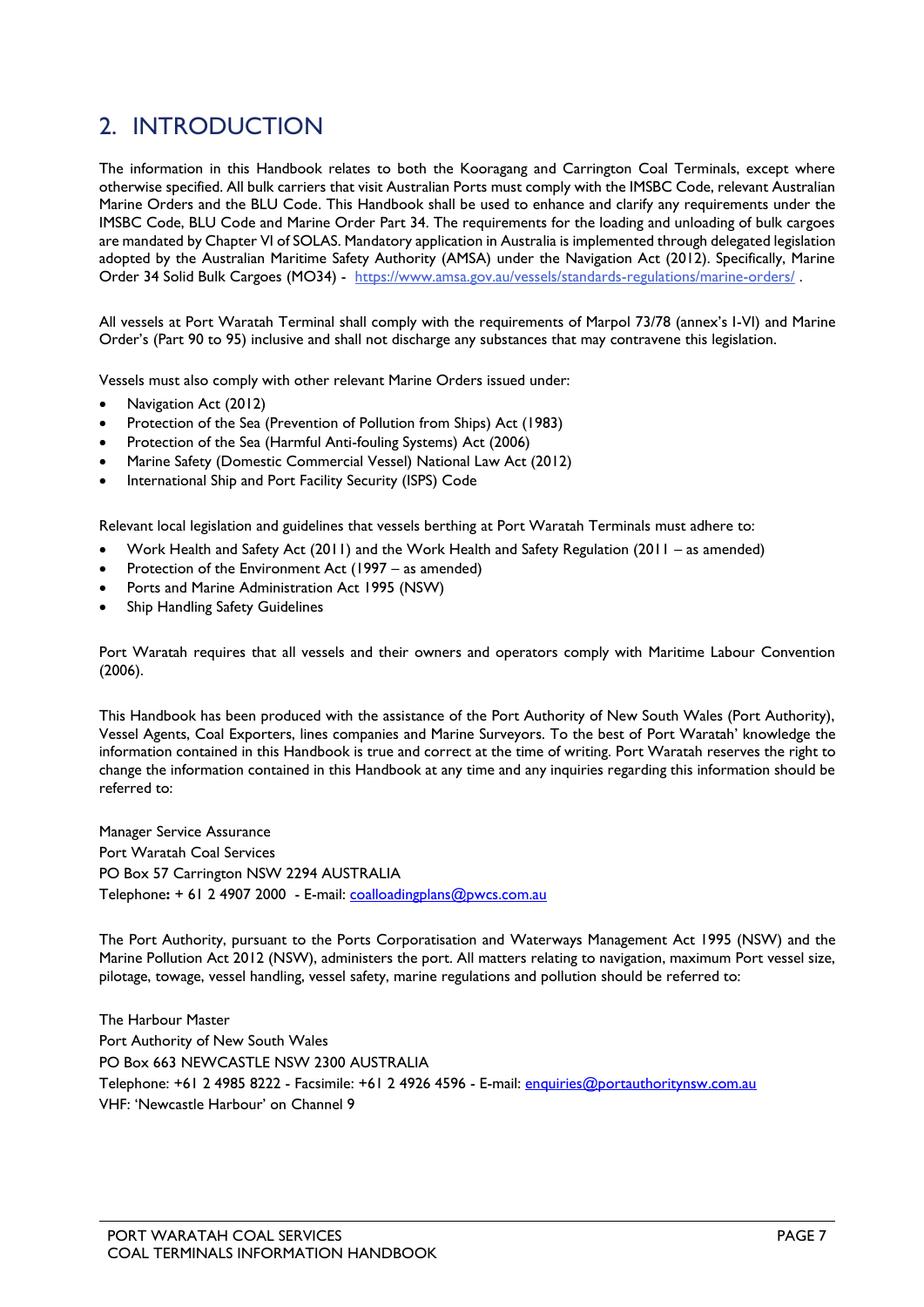# 2. INTRODUCTION

The information in this Handbook relates to both the Kooragang and Carrington Coal Terminals, except where otherwise specified. All bulk carriers that visit Australian Ports must comply with the IMSBC Code, relevant Australian Marine Orders and the BLU Code. This Handbook shall be used to enhance and clarify any requirements under the IMSBC Code, BLU Code and Marine Order Part 34. The requirements for the loading and unloading of bulk cargoes are mandated by Chapter VI of SOLAS. Mandatory application in Australia is implemented through delegated legislation adopted by the Australian Maritime Safety Authority (AMSA) under the Navigation Act (2012). Specifically, Marine Order 34 Solid Bulk Cargoes (MO34) - https://www.amsa.gov.au/vessels/standards-regulations/marine-orders/ .

All vessels at Port Waratah Terminal shall comply with the requirements of Marpol 73/78 (annex's I-VI) and Marine Order's (Part 90 to 95) inclusive and shall not discharge any substances that may contravene this legislation.

Vessels must also comply with other relevant Marine Orders issued under:

- Navigation Act (2012)
- Protection of the Sea (Prevention of Pollution from Ships) Act (1983)
- Protection of the Sea (Harmful Anti-fouling Systems) Act (2006)
- Marine Safety (Domestic Commercial Vessel) National Law Act (2012)
- International Ship and Port Facility Security (ISPS) Code

Relevant local legislation and guidelines that vessels berthing at Port Waratah Terminals must adhere to:

- Work Health and Safety Act (2011) and the Work Health and Safety Regulation (2011 – as amended)
- Protection of the Environment Act (1997 – as amended)
- Ports and Marine Administration Act 1995 (NSW)
- Ship Handling Safety Guidelines

Port Waratah requires that all vessels and their owners and operators comply with Maritime Labour Convention (2006).

This Handbook has been produced with the assistance of the Port Authority of New South Wales (Port Authority), Vessel Agents, Coal Exporters, lines companies and Marine Surveyors. To the best of Port Waratah' knowledge the information contained in this Handbook is true and correct at the time of writing. Port Waratah reserves the right to change the information contained in this Handbook at any time and any inquiries regarding this information should be referred to:

Manager Service Assurance
Port Waratah Coal Services
PO Box 57 Carrington NSW 2294 AUSTRALIA
Telephone**:** + 61 2 4907 2000 - E-mail: coalloadingplans@pwcs.com.au

The Port Authority, pursuant to the Ports Corporatisation and Waterways Management Act 1995 (NSW) and the Marine Pollution Act 2012 (NSW), administers the port. All matters relating to navigation, maximum Port vessel size, pilotage, towage, vessel handling, vessel safety, marine regulations and pollution should be referred to:

The Harbour Master
Port Authority of New South Wales
PO Box 663 NEWCASTLE NSW 2300 AUSTRALIA
Telephone: +61 2 4985 8222 - Facsimile: +61 2 4926 4596 - E-mail: enquiries@portauthoritynsw.com.au
VHF: 'Newcastle Harbour' on Channel 9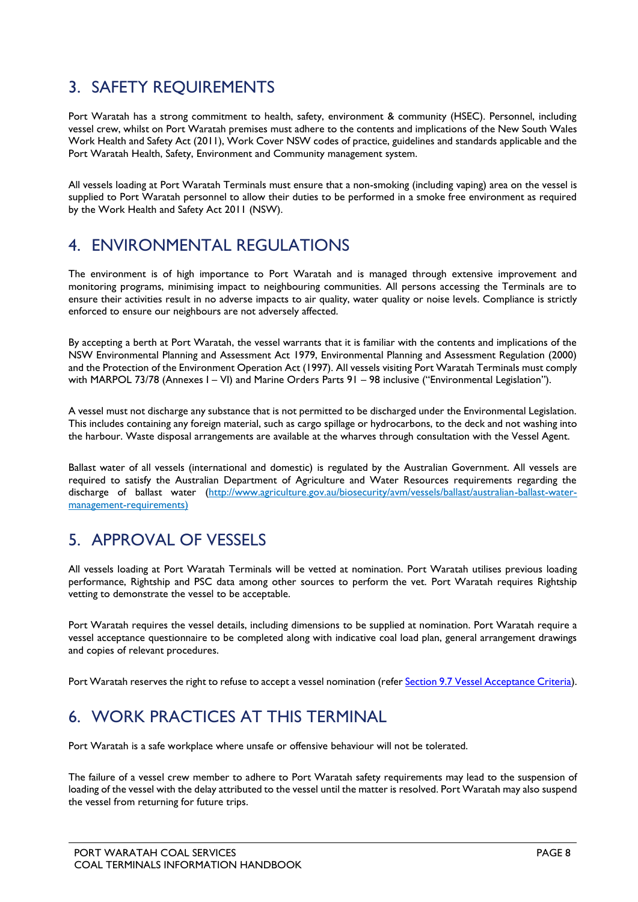## 3. SAFETY REQUIREMENTS

Port Waratah has a strong commitment to health, safety, environment & community (HSEC). Personnel, including vessel crew, whilst on Port Waratah premises must adhere to the contents and implications of the New South Wales Work Health and Safety Act (2011), Work Cover NSW codes of practice, guidelines and standards applicable and the Port Waratah Health, Safety, Environment and Community management system.

All vessels loading at Port Waratah Terminals must ensure that a non-smoking (including vaping) area on the vessel is supplied to Port Waratah personnel to allow their duties to be performed in a smoke free environment as required by the Work Health and Safety Act 2011 (NSW).

## 4. ENVIRONMENTAL REGULATIONS

The environment is of high importance to Port Waratah and is managed through extensive improvement and monitoring programs, minimising impact to neighbouring communities. All persons accessing the Terminals are to ensure their activities result in no adverse impacts to air quality, water quality or noise levels. Compliance is strictly enforced to ensure our neighbours are not adversely affected.

By accepting a berth at Port Waratah, the vessel warrants that it is familiar with the contents and implications of the NSW Environmental Planning and Assessment Act 1979, Environmental Planning and Assessment Regulation (2000) and the Protection of the Environment Operation Act (1997). All vessels visiting Port Waratah Terminals must comply with MARPOL 73/78 (Annexes I – VI) and Marine Orders Parts 91 – 98 inclusive ("Environmental Legislation").

A vessel must not discharge any substance that is not permitted to be discharged under the Environmental Legislation. This includes containing any foreign material, such as cargo spillage or hydrocarbons, to the deck and not washing into the harbour. Waste disposal arrangements are available at the wharves through consultation with the Vessel Agent.

Ballast water of all vessels (international and domestic) is regulated by the Australian Government. All vessels are required to satisfy the Australian Department of Agriculture and Water Resources requirements regarding the discharge of ballast water (http://www.agriculture.gov.au/biosecurity/avm/vessels/ballast/australian-ballast-water-management-requirements)

## 5. APPROVAL OF VESSELS

All vessels loading at Port Waratah Terminals will be vetted at nomination. Port Waratah utilises previous loading performance, Rightship and PSC data among other sources to perform the vet. Port Waratah requires Rightship vetting to demonstrate the vessel to be acceptable.

Port Waratah requires the vessel details, including dimensions to be supplied at nomination. Port Waratah require a vessel acceptance questionnaire to be completed along with indicative coal load plan, general arrangement drawings and copies of relevant procedures.

Port Waratah reserves the right to refuse to accept a vessel nomination (refer Section 9.7 Vessel Acceptance Criteria).

## 6. WORK PRACTICES AT THIS TERMINAL

Port Waratah is a safe workplace where unsafe or offensive behaviour will not be tolerated.

The failure of a vessel crew member to adhere to Port Waratah safety requirements may lead to the suspension of loading of the vessel with the delay attributed to the vessel until the matter is resolved. Port Waratah may also suspend the vessel from returning for future trips.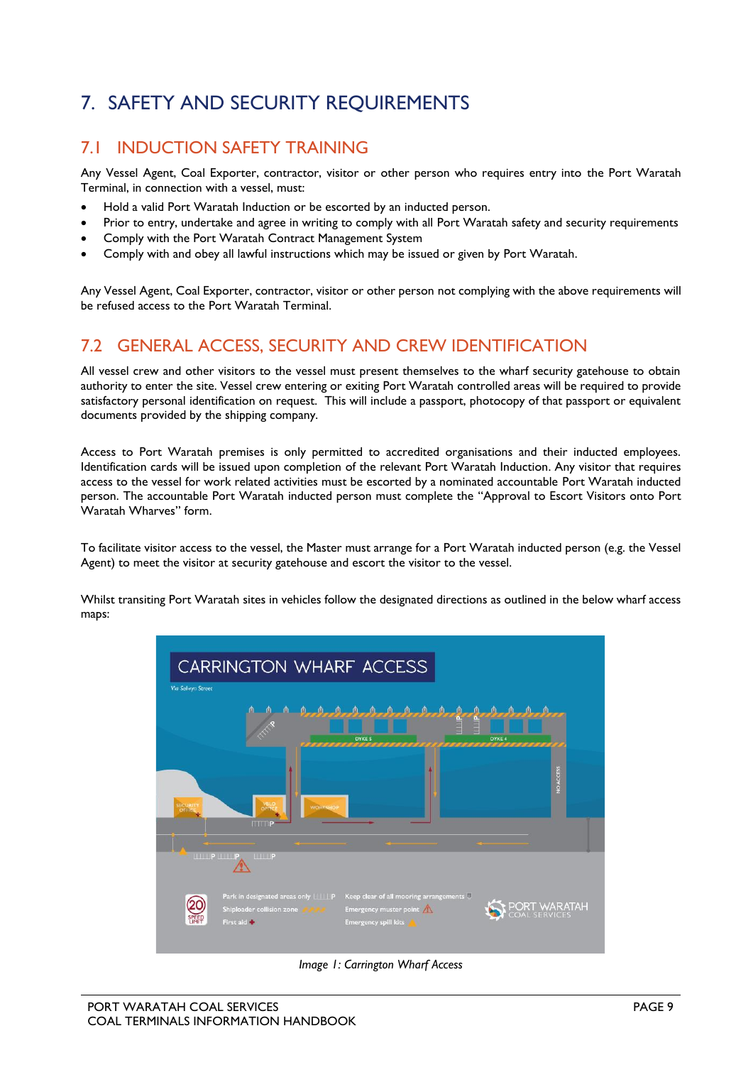# 7. SAFETY AND SECURITY REQUIREMENTS

## 7.1 INDUCTION SAFETY TRAINING

Any Vessel Agent, Coal Exporter, contractor, visitor or other person who requires entry into the Port Waratah Terminal, in connection with a vessel, must:

- Hold a valid Port Waratah Induction or be escorted by an inducted person.
- Prior to entry, undertake and agree in writing to comply with all Port Waratah safety and security requirements
- Comply with the Port Waratah Contract Management System
- Comply with and obey all lawful instructions which may be issued or given by Port Waratah.

Any Vessel Agent, Coal Exporter, contractor, visitor or other person not complying with the above requirements will be refused access to the Port Waratah Terminal.

## 7.2 GENERAL ACCESS, SECURITY AND CREW IDENTIFICATION

All vessel crew and other visitors to the vessel must present themselves to the wharf security gatehouse to obtain authority to enter the site. Vessel crew entering or exiting Port Waratah controlled areas will be required to provide satisfactory personal identification on request. This will include a passport, photocopy of that passport or equivalent documents provided by the shipping company.

Access to Port Waratah premises is only permitted to accredited organisations and their inducted employees. Identification cards will be issued upon completion of the relevant Port Waratah Induction. Any visitor that requires access to the vessel for work related activities must be escorted by a nominated accountable Port Waratah inducted person. The accountable Port Waratah inducted person must complete the "Approval to Escort Visitors onto Port Waratah Wharves" form.

To facilitate visitor access to the vessel, the Master must arrange for a Port Waratah inducted person (e.g. the Vessel Agent) to meet the visitor at security gatehouse and escort the visitor to the vessel.

Whilst transiting Port Waratah sites in vehicles follow the designated directions as outlined in the below wharf access maps:

*Image 1: Carrington Wharf Access*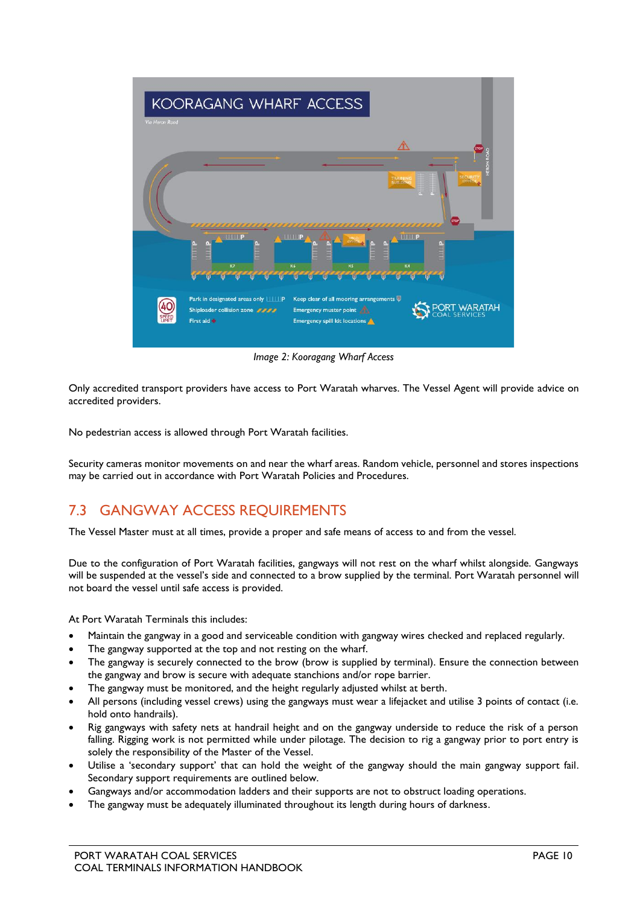*Image 2: Kooragang Wharf Access*

Only accredited transport providers have access to Port Waratah wharves. The Vessel Agent will provide advice on accredited providers.

No pedestrian access is allowed through Port Waratah facilities.

Security cameras monitor movements on and near the wharf areas. Random vehicle, personnel and stores inspections may be carried out in accordance with Port Waratah Policies and Procedures.

## 7.3 GANGWAY ACCESS REQUIREMENTS

The Vessel Master must at all times, provide a proper and safe means of access to and from the vessel.

Due to the configuration of Port Waratah facilities, gangways will not rest on the wharf whilst alongside. Gangways will be suspended at the vessel's side and connected to a brow supplied by the terminal. Port Waratah personnel will not board the vessel until safe access is provided.

At Port Waratah Terminals this includes:

- Maintain the gangway in a good and serviceable condition with gangway wires checked and replaced regularly.
- The gangway supported at the top and not resting on the wharf.
- The gangway is securely connected to the brow (brow is supplied by terminal). Ensure the connection between the gangway and brow is secure with adequate stanchions and/or rope barrier.
- The gangway must be monitored, and the height regularly adjusted whilst at berth.
- All persons (including vessel crews) using the gangways must wear a lifejacket and utilise 3 points of contact (i.e. hold onto handrails).
- Rig gangways with safety nets at handrail height and on the gangway underside to reduce the risk of a person falling. Rigging work is not permitted while under pilotage. The decision to rig a gangway prior to port entry is solely the responsibility of the Master of the Vessel.
- Utilise a 'secondary support' that can hold the weight of the gangway should the main gangway support fail. Secondary support requirements are outlined below.
- Gangways and/or accommodation ladders and their supports are not to obstruct loading operations.
- The gangway must be adequately illuminated throughout its length during hours of darkness.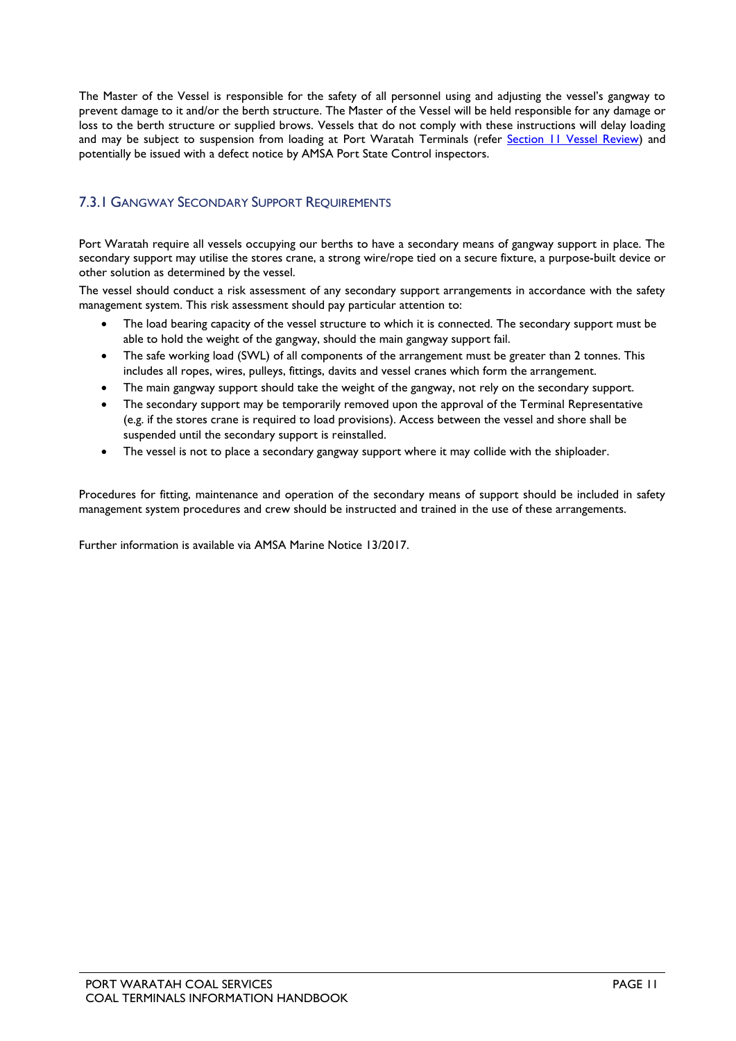The Master of the Vessel is responsible for the safety of all personnel using and adjusting the vessel's gangway to prevent damage to it and/or the berth structure. The Master of the Vessel will be held responsible for any damage or loss to the berth structure or supplied brows. Vessels that do not comply with these instructions will delay loading and may be subject to suspension from loading at Port Waratah Terminals (refer [Section 11 Vessel Review]) and potentially be issued with a defect notice by AMSA Port State Control inspectors.

### 7.3.1 Gangway Secondary Support Requirements

Port Waratah require all vessels occupying our berths to have a secondary means of gangway support in place. The secondary support may utilise the stores crane, a strong wire/rope tied on a secure fixture, a purpose-built device or other solution as determined by the vessel.

The vessel should conduct a risk assessment of any secondary support arrangements in accordance with the safety management system. This risk assessment should pay particular attention to:

- The load bearing capacity of the vessel structure to which it is connected. The secondary support must be able to hold the weight of the gangway, should the main gangway support fail.
- The safe working load (SWL) of all components of the arrangement must be greater than 2 tonnes. This includes all ropes, wires, pulleys, fittings, davits and vessel cranes which form the arrangement.
- The main gangway support should take the weight of the gangway, not rely on the secondary support.
- The secondary support may be temporarily removed upon the approval of the Terminal Representative (e.g. if the stores crane is required to load provisions). Access between the vessel and shore shall be suspended until the secondary support is reinstalled.
- The vessel is not to place a secondary gangway support where it may collide with the shiploader.

Procedures for fitting, maintenance and operation of the secondary means of support should be included in safety management system procedures and crew should be instructed and trained in the use of these arrangements.

Further information is available via AMSA Marine Notice 13/2017.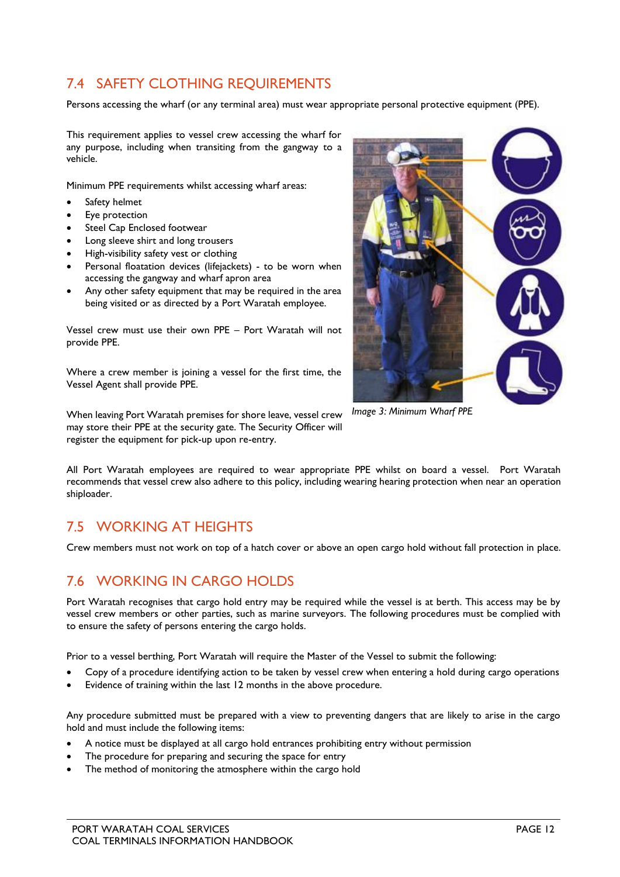## 7.4 SAFETY CLOTHING REQUIREMENTS

Persons accessing the wharf (or any terminal area) must wear appropriate personal protective equipment (PPE).

This requirement applies to vessel crew accessing the wharf for any purpose, including when transiting from the gangway to a vehicle.

Minimum PPE requirements whilst accessing wharf areas:

- Safety helmet
- Eye protection
- Steel Cap Enclosed footwear
- Long sleeve shirt and long trousers
- High-visibility safety vest or clothing
- Personal floatation devices (lifejackets) - to be worn when accessing the gangway and wharf apron area
- Any other safety equipment that may be required in the area being visited or as directed by a Port Waratah employee.

Vessel crew must use their own PPE – Port Waratah will not provide PPE.

Where a crew member is joining a vessel for the first time, the Vessel Agent shall provide PPE.

When leaving Port Waratah premises for shore leave, vessel crew may store their PPE at the security gate. The Security Officer will register the equipment for pick-up upon re-entry.

*Image 3: Minimum Wharf PPE*

All Port Waratah employees are required to wear appropriate PPE whilst on board a vessel. Port Waratah recommends that vessel crew also adhere to this policy, including wearing hearing protection when near an operation shiploader.

## 7.5 WORKING AT HEIGHTS

Crew members must not work on top of a hatch cover or above an open cargo hold without fall protection in place.

## 7.6 WORKING IN CARGO HOLDS

Port Waratah recognises that cargo hold entry may be required while the vessel is at berth. This access may be by vessel crew members or other parties, such as marine surveyors. The following procedures must be complied with to ensure the safety of persons entering the cargo holds.

Prior to a vessel berthing, Port Waratah will require the Master of the Vessel to submit the following:

- Copy of a procedure identifying action to be taken by vessel crew when entering a hold during cargo operations
- Evidence of training within the last 12 months in the above procedure.

Any procedure submitted must be prepared with a view to preventing dangers that are likely to arise in the cargo hold and must include the following items:

- A notice must be displayed at all cargo hold entrances prohibiting entry without permission
- The procedure for preparing and securing the space for entry
- The method of monitoring the atmosphere within the cargo hold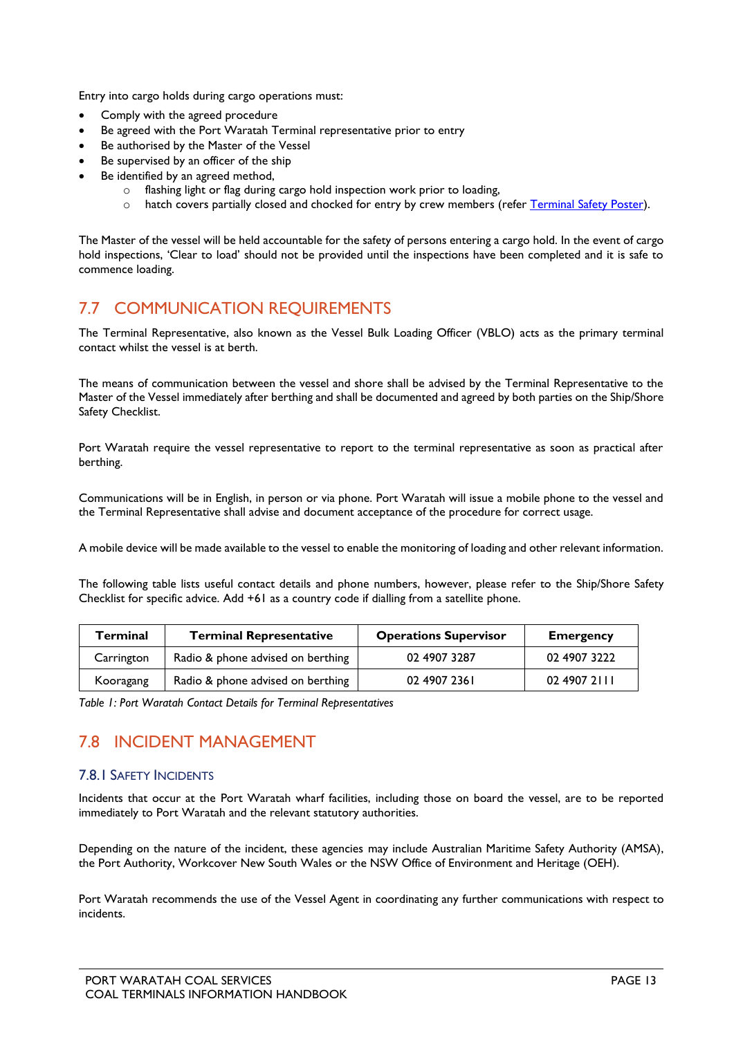Entry into cargo holds during cargo operations must:

- Comply with the agreed procedure
- Be agreed with the Port Waratah Terminal representative prior to entry
- Be authorised by the Master of the Vessel
- Be supervised by an officer of the ship
- Be identified by an agreed method,
  - flashing light or flag during cargo hold inspection work prior to loading,
  - hatch covers partially closed and chocked for entry by crew members (refer Terminal Safety Poster).

The Master of the vessel will be held accountable for the safety of persons entering a cargo hold. In the event of cargo hold inspections, 'Clear to load' should not be provided until the inspections have been completed and it is safe to commence loading.

## 7.7 COMMUNICATION REQUIREMENTS

The Terminal Representative, also known as the Vessel Bulk Loading Officer (VBLO) acts as the primary terminal contact whilst the vessel is at berth.

The means of communication between the vessel and shore shall be advised by the Terminal Representative to the Master of the Vessel immediately after berthing and shall be documented and agreed by both parties on the Ship/Shore Safety Checklist.

Port Waratah require the vessel representative to report to the terminal representative as soon as practical after berthing.

Communications will be in English, in person or via phone. Port Waratah will issue a mobile phone to the vessel and the Terminal Representative shall advise and document acceptance of the procedure for correct usage.

A mobile device will be made available to the vessel to enable the monitoring of loading and other relevant information.

The following table lists useful contact details and phone numbers, however, please refer to the Ship/Shore Safety Checklist for specific advice. Add +61 as a country code if dialling from a satellite phone.

| Terminal | Terminal Representative | Operations Supervisor | Emergency |
|---|---|---|---|
| Carrington | Radio & phone advised on berthing | 02 4907 3287 | 02 4907 3222 |
| Kooragang | Radio & phone advised on berthing | 02 4907 2361 | 02 4907 2111 |

*Table 1: Port Waratah Contact Details for Terminal Representatives*

## 7.8 INCIDENT MANAGEMENT

### 7.8.1 Safety Incidents

Incidents that occur at the Port Waratah wharf facilities, including those on board the vessel, are to be reported immediately to Port Waratah and the relevant statutory authorities.

Depending on the nature of the incident, these agencies may include Australian Maritime Safety Authority (AMSA), the Port Authority, Workcover New South Wales or the NSW Office of Environment and Heritage (OEH).

Port Waratah recommends the use of the Vessel Agent in coordinating any further communications with respect to incidents.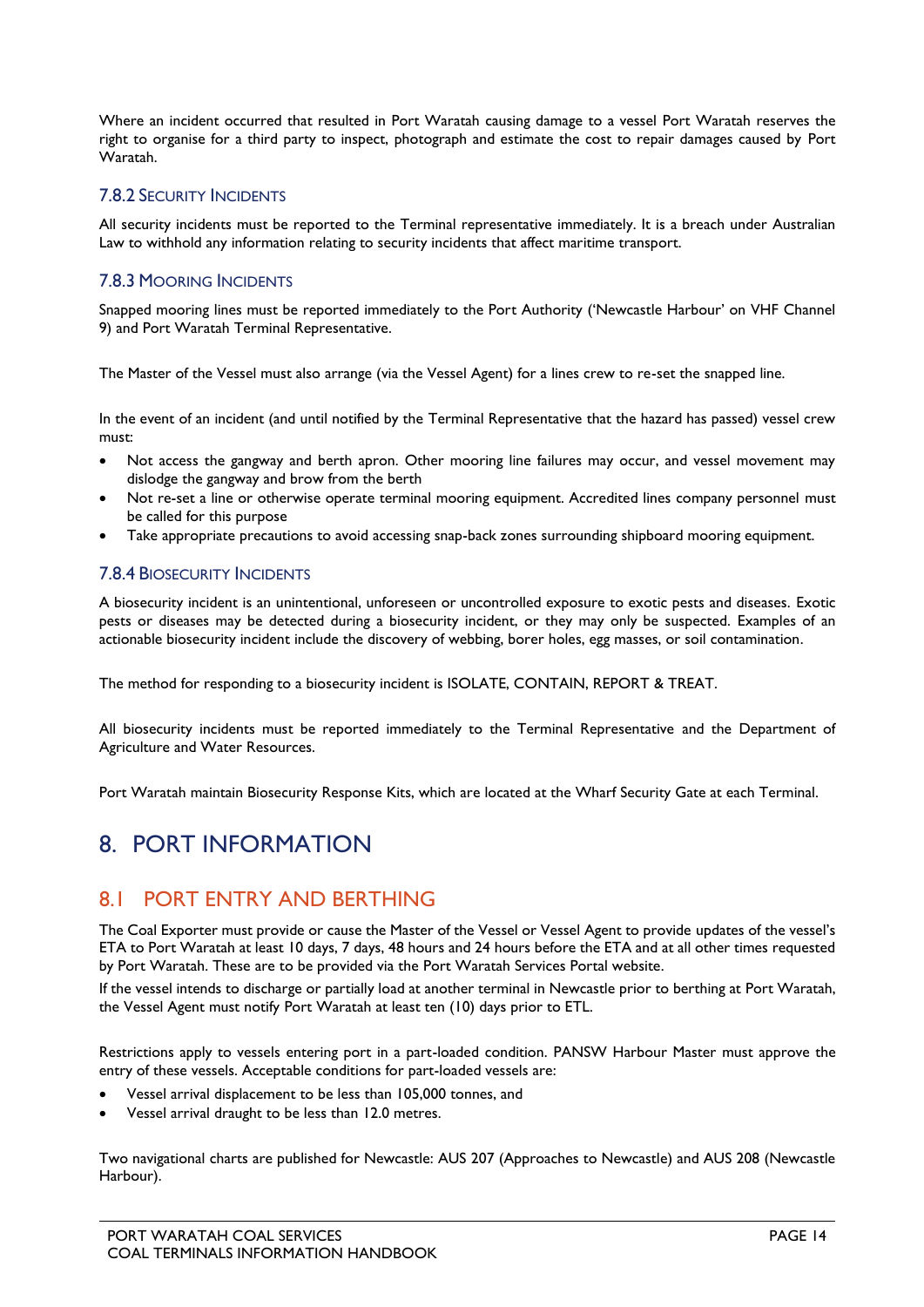Where an incident occurred that resulted in Port Waratah causing damage to a vessel Port Waratah reserves the right to organise for a third party to inspect, photograph and estimate the cost to repair damages caused by Port Waratah.

### 7.8.2 Security Incidents

All security incidents must be reported to the Terminal representative immediately. It is a breach under Australian Law to withhold any information relating to security incidents that affect maritime transport.

### 7.8.3 Mooring Incidents

Snapped mooring lines must be reported immediately to the Port Authority ('Newcastle Harbour' on VHF Channel 9) and Port Waratah Terminal Representative.

The Master of the Vessel must also arrange (via the Vessel Agent) for a lines crew to re-set the snapped line.

In the event of an incident (and until notified by the Terminal Representative that the hazard has passed) vessel crew must:

- Not access the gangway and berth apron. Other mooring line failures may occur, and vessel movement may dislodge the gangway and brow from the berth
- Not re-set a line or otherwise operate terminal mooring equipment. Accredited lines company personnel must be called for this purpose
- Take appropriate precautions to avoid accessing snap-back zones surrounding shipboard mooring equipment.

### 7.8.4 Biosecurity Incidents

A biosecurity incident is an unintentional, unforeseen or uncontrolled exposure to exotic pests and diseases. Exotic pests or diseases may be detected during a biosecurity incident, or they may only be suspected. Examples of an actionable biosecurity incident include the discovery of webbing, borer holes, egg masses, or soil contamination.

The method for responding to a biosecurity incident is ISOLATE, CONTAIN, REPORT & TREAT.

All biosecurity incidents must be reported immediately to the Terminal Representative and the Department of Agriculture and Water Resources.

Port Waratah maintain Biosecurity Response Kits, which are located at the Wharf Security Gate at each Terminal.

# 8. PORT INFORMATION

## 8.1 PORT ENTRY AND BERTHING

The Coal Exporter must provide or cause the Master of the Vessel or Vessel Agent to provide updates of the vessel's ETA to Port Waratah at least 10 days, 7 days, 48 hours and 24 hours before the ETA and at all other times requested by Port Waratah. These are to be provided via the Port Waratah Services Portal website.

If the vessel intends to discharge or partially load at another terminal in Newcastle prior to berthing at Port Waratah, the Vessel Agent must notify Port Waratah at least ten (10) days prior to ETL.

Restrictions apply to vessels entering port in a part-loaded condition. PANSW Harbour Master must approve the entry of these vessels. Acceptable conditions for part-loaded vessels are:

- Vessel arrival displacement to be less than 105,000 tonnes, and
- Vessel arrival draught to be less than 12.0 metres.

Two navigational charts are published for Newcastle: AUS 207 (Approaches to Newcastle) and AUS 208 (Newcastle Harbour).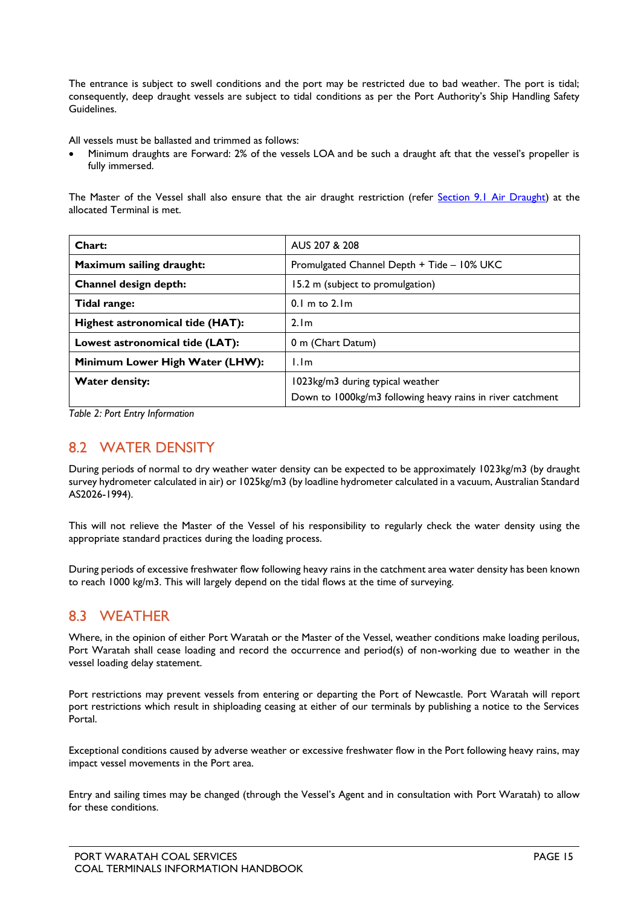The entrance is subject to swell conditions and the port may be restricted due to bad weather. The port is tidal; consequently, deep draught vessels are subject to tidal conditions as per the Port Authority's Ship Handling Safety Guidelines.

All vessels must be ballasted and trimmed as follows:

- Minimum draughts are Forward: 2% of the vessels LOA and be such a draught aft that the vessel's propeller is fully immersed.

The Master of the Vessel shall also ensure that the air draught restriction (refer Section 9.1 Air Draught) at the allocated Terminal is met.

| | |
|---|---|
| **Chart:** | AUS 207 & 208 |
| **Maximum sailing draught:** | Promulgated Channel Depth + Tide – 10% UKC |
| **Channel design depth:** | 15.2 m (subject to promulgation) |
| **Tidal range:** | 0.1 m to 2.1m |
| **Highest astronomical tide (HAT):** | 2.1m |
| **Lowest astronomical tide (LAT):** | 0 m (Chart Datum) |
| **Minimum Lower High Water (LHW):** | 1.1m |
| **Water density:** | 1023kg/m3 during typical weather<br>Down to 1000kg/m3 following heavy rains in river catchment |

*Table 2: Port Entry Information*

## 8.2 WATER DENSITY

During periods of normal to dry weather water density can be expected to be approximately 1023kg/m3 (by draught survey hydrometer calculated in air) or 1025kg/m3 (by loadline hydrometer calculated in a vacuum, Australian Standard AS2026-1994).

This will not relieve the Master of the Vessel of his responsibility to regularly check the water density using the appropriate standard practices during the loading process.

During periods of excessive freshwater flow following heavy rains in the catchment area water density has been known to reach 1000 kg/m3. This will largely depend on the tidal flows at the time of surveying.

## 8.3 WEATHER

Where, in the opinion of either Port Waratah or the Master of the Vessel, weather conditions make loading perilous, Port Waratah shall cease loading and record the occurrence and period(s) of non-working due to weather in the vessel loading delay statement.

Port restrictions may prevent vessels from entering or departing the Port of Newcastle. Port Waratah will report port restrictions which result in shiploading ceasing at either of our terminals by publishing a notice to the Services Portal.

Exceptional conditions caused by adverse weather or excessive freshwater flow in the Port following heavy rains, may impact vessel movements in the Port area.

Entry and sailing times may be changed (through the Vessel's Agent and in consultation with Port Waratah) to allow for these conditions.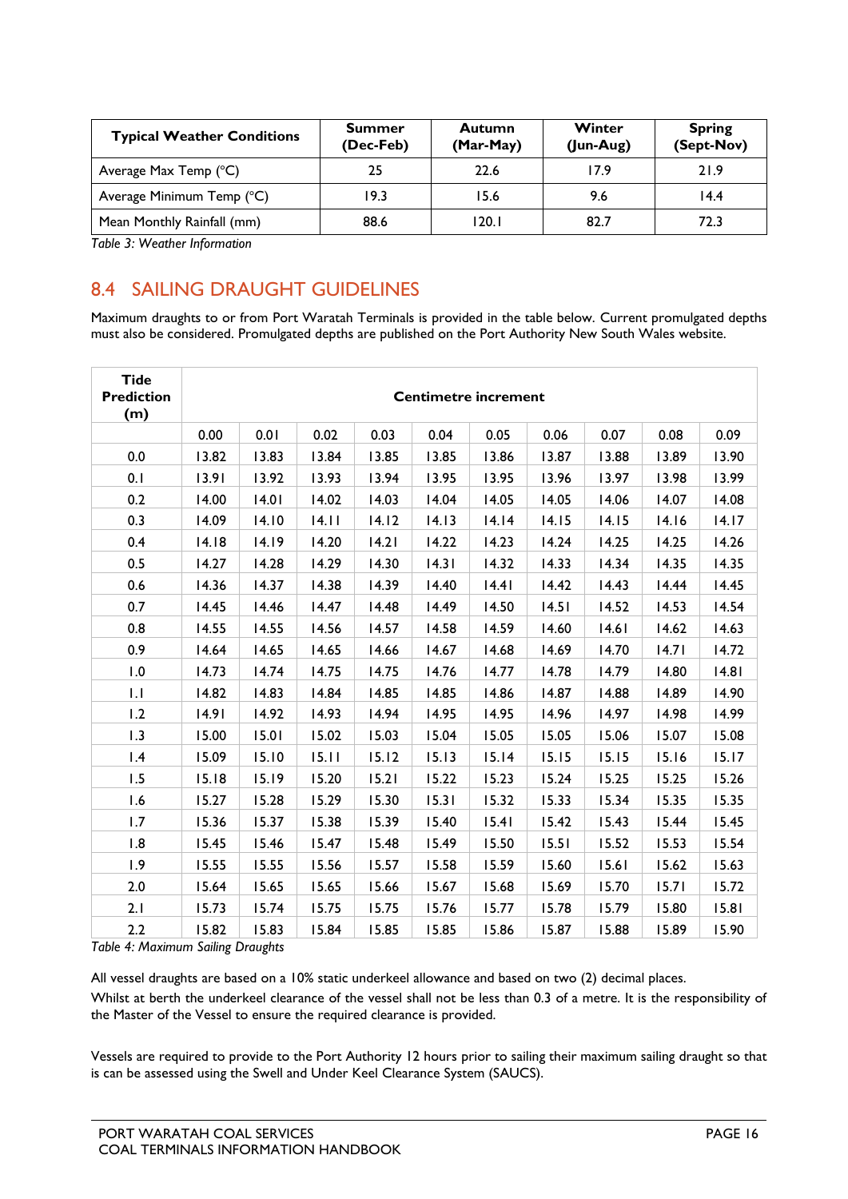| Typical Weather Conditions | Summer (Dec-Feb) | Autumn (Mar-May) | Winter (Jun-Aug) | Spring (Sept-Nov) |
|---|---|---|---|---|
| Average Max Temp (°C) | 25 | 22.6 | 17.9 | 21.9 |
| Average Minimum Temp (°C) | 19.3 | 15.6 | 9.6 | 14.4 |
| Mean Monthly Rainfall (mm) | 88.6 | 120.1 | 82.7 | 72.3 |

*Table 3: Weather Information*

## 8.4 SAILING DRAUGHT GUIDELINES

Maximum draughts to or from Port Waratah Terminals is provided in the table below. Current promulgated depths must also be considered. Promulgated depths are published on the Port Authority New South Wales website.

| Tide Prediction (m) | Centimetre increment | | | | | | | | | |
|---|---|---|---|---|---|---|---|---|---|---|
| | 0.00 | 0.01 | 0.02 | 0.03 | 0.04 | 0.05 | 0.06 | 0.07 | 0.08 | 0.09 |
| 0.0 | 13.82 | 13.83 | 13.84 | 13.85 | 13.85 | 13.86 | 13.87 | 13.88 | 13.89 | 13.90 |
| 0.1 | 13.91 | 13.92 | 13.93 | 13.94 | 13.95 | 13.95 | 13.96 | 13.97 | 13.98 | 13.99 |
| 0.2 | 14.00 | 14.01 | 14.02 | 14.03 | 14.04 | 14.05 | 14.05 | 14.06 | 14.07 | 14.08 |
| 0.3 | 14.09 | 14.10 | 14.11 | 14.12 | 14.13 | 14.14 | 14.15 | 14.15 | 14.16 | 14.17 |
| 0.4 | 14.18 | 14.19 | 14.20 | 14.21 | 14.22 | 14.23 | 14.24 | 14.25 | 14.25 | 14.26 |
| 0.5 | 14.27 | 14.28 | 14.29 | 14.30 | 14.31 | 14.32 | 14.33 | 14.34 | 14.35 | 14.35 |
| 0.6 | 14.36 | 14.37 | 14.38 | 14.39 | 14.40 | 14.41 | 14.42 | 14.43 | 14.44 | 14.45 |
| 0.7 | 14.45 | 14.46 | 14.47 | 14.48 | 14.49 | 14.50 | 14.51 | 14.52 | 14.53 | 14.54 |
| 0.8 | 14.55 | 14.55 | 14.56 | 14.57 | 14.58 | 14.59 | 14.60 | 14.61 | 14.62 | 14.63 |
| 0.9 | 14.64 | 14.65 | 14.65 | 14.66 | 14.67 | 14.68 | 14.69 | 14.70 | 14.71 | 14.72 |
| 1.0 | 14.73 | 14.74 | 14.75 | 14.75 | 14.76 | 14.77 | 14.78 | 14.79 | 14.80 | 14.81 |
| 1.1 | 14.82 | 14.83 | 14.84 | 14.85 | 14.85 | 14.86 | 14.87 | 14.88 | 14.89 | 14.90 |
| 1.2 | 14.91 | 14.92 | 14.93 | 14.94 | 14.95 | 14.95 | 14.96 | 14.97 | 14.98 | 14.99 |
| 1.3 | 15.00 | 15.01 | 15.02 | 15.03 | 15.04 | 15.05 | 15.05 | 15.06 | 15.07 | 15.08 |
| 1.4 | 15.09 | 15.10 | 15.11 | 15.12 | 15.13 | 15.14 | 15.15 | 15.15 | 15.16 | 15.17 |
| 1.5 | 15.18 | 15.19 | 15.20 | 15.21 | 15.22 | 15.23 | 15.24 | 15.25 | 15.25 | 15.26 |
| 1.6 | 15.27 | 15.28 | 15.29 | 15.30 | 15.31 | 15.32 | 15.33 | 15.34 | 15.35 | 15.35 |
| 1.7 | 15.36 | 15.37 | 15.38 | 15.39 | 15.40 | 15.41 | 15.42 | 15.43 | 15.44 | 15.45 |
| 1.8 | 15.45 | 15.46 | 15.47 | 15.48 | 15.49 | 15.50 | 15.51 | 15.52 | 15.53 | 15.54 |
| 1.9 | 15.55 | 15.55 | 15.56 | 15.57 | 15.58 | 15.59 | 15.60 | 15.61 | 15.62 | 15.63 |
| 2.0 | 15.64 | 15.65 | 15.65 | 15.66 | 15.67 | 15.68 | 15.69 | 15.70 | 15.71 | 15.72 |
| 2.1 | 15.73 | 15.74 | 15.75 | 15.75 | 15.76 | 15.77 | 15.78 | 15.79 | 15.80 | 15.81 |
| 2.2 | 15.82 | 15.83 | 15.84 | 15.85 | 15.85 | 15.86 | 15.87 | 15.88 | 15.89 | 15.90 |

*Table 4: Maximum Sailing Draughts*

All vessel draughts are based on a 10% static underkeel allowance and based on two (2) decimal places.

Whilst at berth the underkeel clearance of the vessel shall not be less than 0.3 of a metre. It is the responsibility of the Master of the Vessel to ensure the required clearance is provided.

Vessels are required to provide to the Port Authority 12 hours prior to sailing their maximum sailing draught so that is can be assessed using the Swell and Under Keel Clearance System (SAUCS).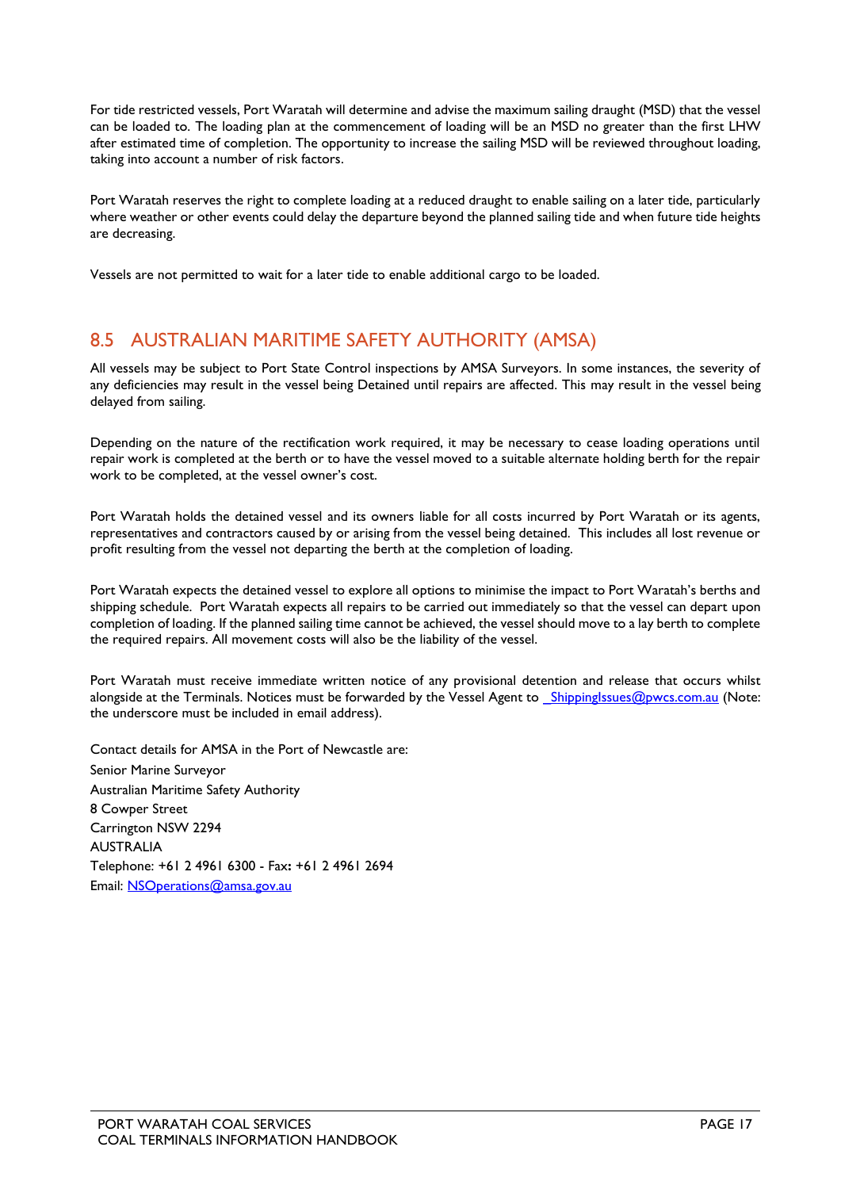For tide restricted vessels, Port Waratah will determine and advise the maximum sailing draught (MSD) that the vessel can be loaded to. The loading plan at the commencement of loading will be an MSD no greater than the first LHW after estimated time of completion. The opportunity to increase the sailing MSD will be reviewed throughout loading, taking into account a number of risk factors.

Port Waratah reserves the right to complete loading at a reduced draught to enable sailing on a later tide, particularly where weather or other events could delay the departure beyond the planned sailing tide and when future tide heights are decreasing.

Vessels are not permitted to wait for a later tide to enable additional cargo to be loaded.

## 8.5 AUSTRALIAN MARITIME SAFETY AUTHORITY (AMSA)

All vessels may be subject to Port State Control inspections by AMSA Surveyors. In some instances, the severity of any deficiencies may result in the vessel being Detained until repairs are affected. This may result in the vessel being delayed from sailing.

Depending on the nature of the rectification work required, it may be necessary to cease loading operations until repair work is completed at the berth or to have the vessel moved to a suitable alternate holding berth for the repair work to be completed, at the vessel owner's cost.

Port Waratah holds the detained vessel and its owners liable for all costs incurred by Port Waratah or its agents, representatives and contractors caused by or arising from the vessel being detained. This includes all lost revenue or profit resulting from the vessel not departing the berth at the completion of loading.

Port Waratah expects the detained vessel to explore all options to minimise the impact to Port Waratah's berths and shipping schedule. Port Waratah expects all repairs to be carried out immediately so that the vessel can depart upon completion of loading. If the planned sailing time cannot be achieved, the vessel should move to a lay berth to complete the required repairs. All movement costs will also be the liability of the vessel.

Port Waratah must receive immediate written notice of any provisional detention and release that occurs whilst alongside at the Terminals. Notices must be forwarded by the Vessel Agent to _ShippingIssues@pwcs.com.au (Note: the underscore must be included in email address).

Contact details for AMSA in the Port of Newcastle are:
Senior Marine Surveyor
Australian Maritime Safety Authority
8 Cowper Street
Carrington NSW 2294
AUSTRALIA
Telephone: +61 2 4961 6300 - Fax**:** +61 2 4961 2694
Email: NSOperations@amsa.gov.au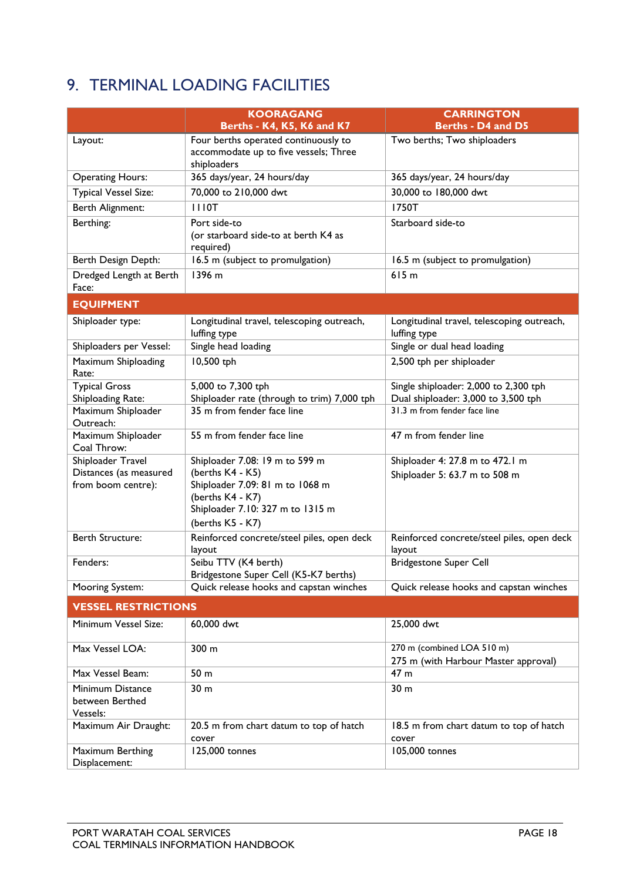# 9. TERMINAL LOADING FACILITIES

| | KOORAGANG<br>Berths - K4, K5, K6 and K7 | CARRINGTON<br>Berths - D4 and D5 |
|---|---|---|
| Layout: | Four berths operated continuously to accommodate up to five vessels; Three shiploaders | Two berths; Two shiploaders |
| Operating Hours: | 365 days/year, 24 hours/day | 365 days/year, 24 hours/day |
| Typical Vessel Size: | 70,000 to 210,000 dwt | 30,000 to 180,000 dwt |
| Berth Alignment: | 1110T | 1750T |
| Berthing: | Port side-to<br>(or starboard side-to at berth K4 as required) | Starboard side-to |
| Berth Design Depth: | 16.5 m (subject to promulgation) | 16.5 m (subject to promulgation) |
| Dredged Length at Berth Face: | 1396 m | 615 m |
| **EQUIPMENT** | | |
| Shiploader type: | Longitudinal travel, telescoping outreach, luffing type | Longitudinal travel, telescoping outreach, luffing type |
| Shiploaders per Vessel: | Single head loading | Single or dual head loading |
| Maximum Shiploading Rate: | 10,500 tph | 2,500 tph per shiploader |
| Typical Gross Shiploading Rate: | 5,000 to 7,300 tph<br>Shiploader rate (through to trim) 7,000 tph | Single shiploader: 2,000 to 2,300 tph<br>Dual shiploader: 3,000 to 3,500 tph |
| Maximum Shiploader Outreach: | 35 m from fender face line | 31.3 m from fender face line |
| Maximum Shiploader Coal Throw: | 55 m from fender face line | 47 m from fender line |
| Shiploader Travel Distances (as measured from boom centre): | Shiploader 7.08: 19 m to 599 m<br>(berths K4 - K5)<br>Shiploader 7.09: 81 m to 1068 m<br>(berths K4 - K7)<br>Shiploader 7.10: 327 m to 1315 m<br>(berths K5 - K7) | Shiploader 4: 27.8 m to 472.1 m<br>Shiploader 5: 63.7 m to 508 m |
| Berth Structure: | Reinforced concrete/steel piles, open deck layout | Reinforced concrete/steel piles, open deck layout |
| Fenders: | Seibu TTV (K4 berth)<br>Bridgestone Super Cell (K5-K7 berths) | Bridgestone Super Cell |
| Mooring System: | Quick release hooks and capstan winches | Quick release hooks and capstan winches |
| **VESSEL RESTRICTIONS** | | |
| Minimum Vessel Size: | 60,000 dwt | 25,000 dwt |
| Max Vessel LOA: | 300 m | 270 m (combined LOA 510 m)<br>275 m (with Harbour Master approval) |
| Max Vessel Beam: | 50 m | 47 m |
| Minimum Distance between Berthed Vessels: | 30 m | 30 m |
| Maximum Air Draught: | 20.5 m from chart datum to top of hatch cover | 18.5 m from chart datum to top of hatch cover |
| Maximum Berthing Displacement: | 125,000 tonnes | 105,000 tonnes |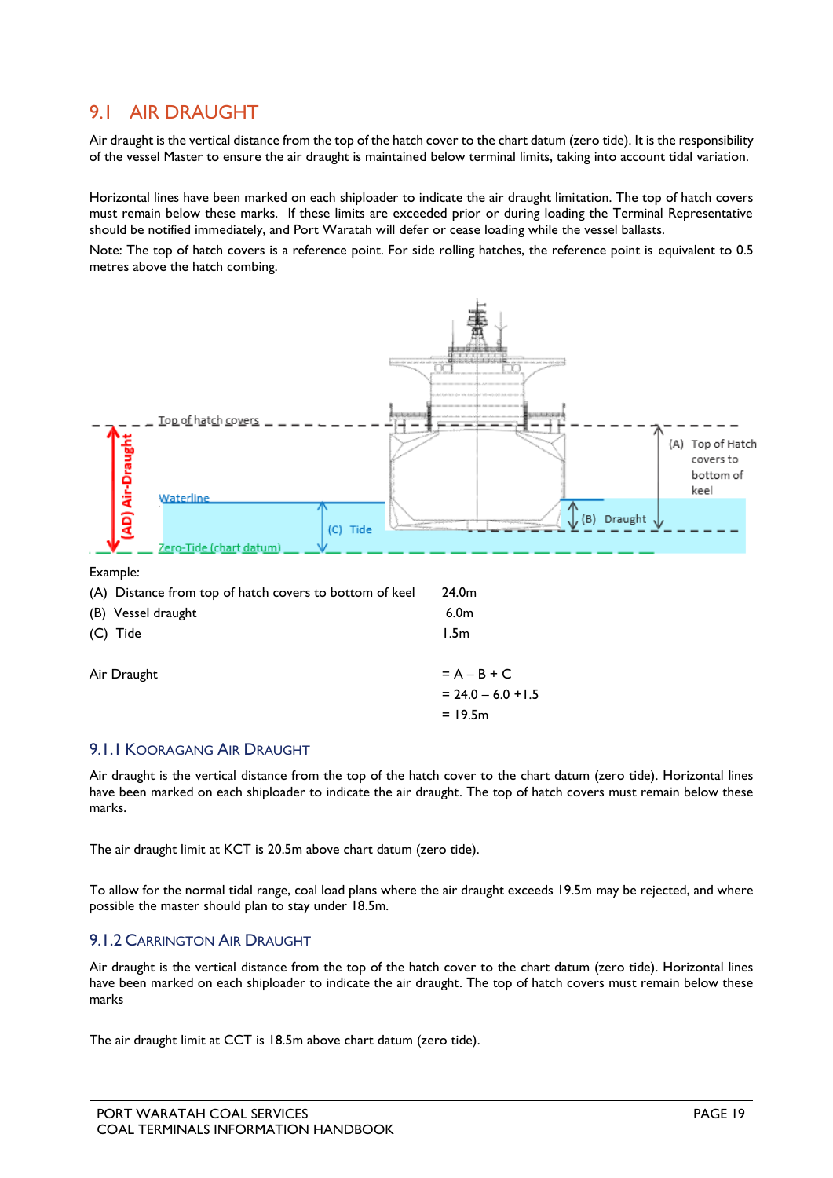## 9.1 AIR DRAUGHT

Air draught is the vertical distance from the top of the hatch cover to the chart datum (zero tide). It is the responsibility of the vessel Master to ensure the air draught is maintained below terminal limits, taking into account tidal variation.

Horizontal lines have been marked on each shiploader to indicate the air draught limitation. The top of hatch covers must remain below these marks. If these limits are exceeded prior or during loading the Terminal Representative should be notified immediately, and Port Waratah will defer or cease loading while the vessel ballasts.

Note: The top of hatch covers is a reference point. For side rolling hatches, the reference point is equivalent to 0.5 metres above the hatch combing.

Example:

| | |
|---|---|
| (A) Distance from top of hatch covers to bottom of keel | 24.0m |
| (B) Vessel draught | 6.0m |
| (C) Tide | 1.5m |

Air Draught = A – B + C
= 24.0 – 6.0 +1.5
= 19.5m

### 9.1.1 Kooragang Air Draught

Air draught is the vertical distance from the top of the hatch cover to the chart datum (zero tide). Horizontal lines have been marked on each shiploader to indicate the air draught. The top of hatch covers must remain below these marks.

The air draught limit at KCT is 20.5m above chart datum (zero tide).

To allow for the normal tidal range, coal load plans where the air draught exceeds 19.5m may be rejected, and where possible the master should plan to stay under 18.5m.

### 9.1.2 Carrington Air Draught

Air draught is the vertical distance from the top of the hatch cover to the chart datum (zero tide). Horizontal lines have been marked on each shiploader to indicate the air draught. The top of hatch covers must remain below these marks

The air draught limit at CCT is 18.5m above chart datum (zero tide).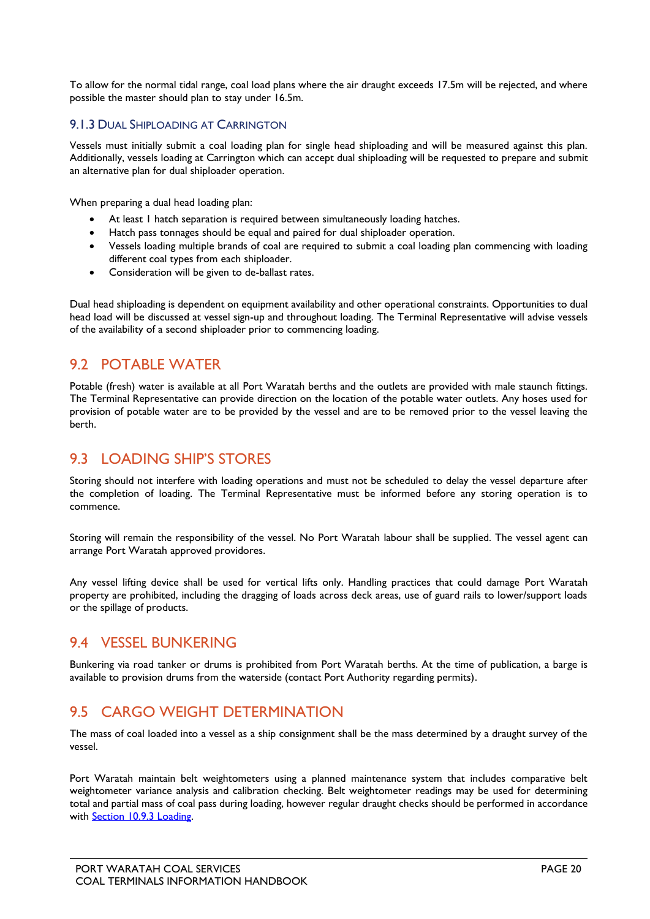To allow for the normal tidal range, coal load plans where the air draught exceeds 17.5m will be rejected, and where possible the master should plan to stay under 16.5m.

### 9.1.3 Dual Shiploading at Carrington

Vessels must initially submit a coal loading plan for single head shiploading and will be measured against this plan. Additionally, vessels loading at Carrington which can accept dual shiploading will be requested to prepare and submit an alternative plan for dual shiploader operation.

When preparing a dual head loading plan:

- At least 1 hatch separation is required between simultaneously loading hatches.
- Hatch pass tonnages should be equal and paired for dual shiploader operation.
- Vessels loading multiple brands of coal are required to submit a coal loading plan commencing with loading different coal types from each shiploader.
- Consideration will be given to de-ballast rates.

Dual head shiploading is dependent on equipment availability and other operational constraints. Opportunities to dual head load will be discussed at vessel sign-up and throughout loading. The Terminal Representative will advise vessels of the availability of a second shiploader prior to commencing loading.

## 9.2 POTABLE WATER

Potable (fresh) water is available at all Port Waratah berths and the outlets are provided with male staunch fittings. The Terminal Representative can provide direction on the location of the potable water outlets. Any hoses used for provision of potable water are to be provided by the vessel and are to be removed prior to the vessel leaving the berth.

## 9.3 LOADING SHIP'S STORES

Storing should not interfere with loading operations and must not be scheduled to delay the vessel departure after the completion of loading. The Terminal Representative must be informed before any storing operation is to commence.

Storing will remain the responsibility of the vessel. No Port Waratah labour shall be supplied. The vessel agent can arrange Port Waratah approved providores.

Any vessel lifting device shall be used for vertical lifts only. Handling practices that could damage Port Waratah property are prohibited, including the dragging of loads across deck areas, use of guard rails to lower/support loads or the spillage of products.

## 9.4 VESSEL BUNKERING

Bunkering via road tanker or drums is prohibited from Port Waratah berths. At the time of publication, a barge is available to provision drums from the waterside (contact Port Authority regarding permits).

## 9.5 CARGO WEIGHT DETERMINATION

The mass of coal loaded into a vessel as a ship consignment shall be the mass determined by a draught survey of the vessel.

Port Waratah maintain belt weightometers using a planned maintenance system that includes comparative belt weightometer variance analysis and calibration checking. Belt weightometer readings may be used for determining total and partial mass of coal pass during loading, however regular draught checks should be performed in accordance with Section 10.9.3 Loading.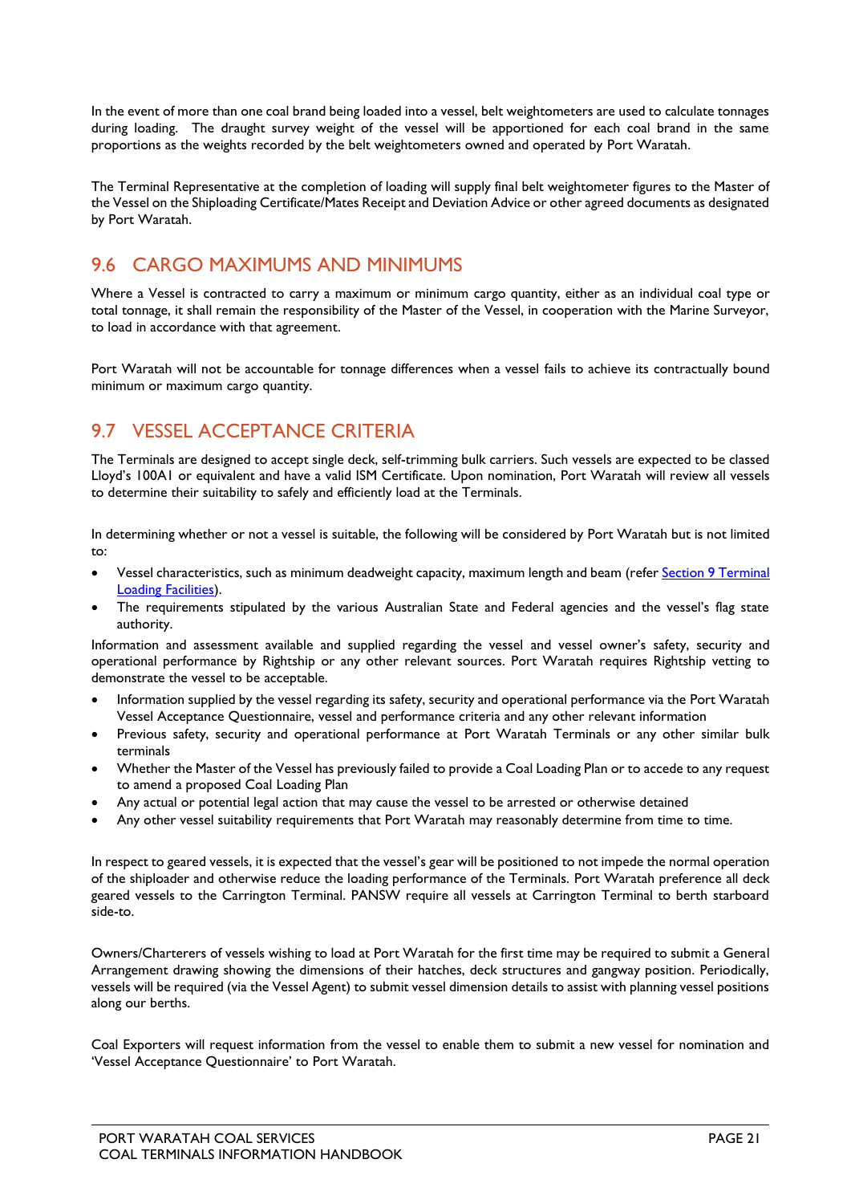In the event of more than one coal brand being loaded into a vessel, belt weightometers are used to calculate tonnages during loading. The draught survey weight of the vessel will be apportioned for each coal brand in the same proportions as the weights recorded by the belt weightometers owned and operated by Port Waratah.

The Terminal Representative at the completion of loading will supply final belt weightometer figures to the Master of the Vessel on the Shiploading Certificate/Mates Receipt and Deviation Advice or other agreed documents as designated by Port Waratah.

## 9.6 CARGO MAXIMUMS AND MINIMUMS

Where a Vessel is contracted to carry a maximum or minimum cargo quantity, either as an individual coal type or total tonnage, it shall remain the responsibility of the Master of the Vessel, in cooperation with the Marine Surveyor, to load in accordance with that agreement.

Port Waratah will not be accountable for tonnage differences when a vessel fails to achieve its contractually bound minimum or maximum cargo quantity.

## 9.7 VESSEL ACCEPTANCE CRITERIA

The Terminals are designed to accept single deck, self-trimming bulk carriers. Such vessels are expected to be classed Lloyd's 100A1 or equivalent and have a valid ISM Certificate. Upon nomination, Port Waratah will review all vessels to determine their suitability to safely and efficiently load at the Terminals.

In determining whether or not a vessel is suitable, the following will be considered by Port Waratah but is not limited to:

- Vessel characteristics, such as minimum deadweight capacity, maximum length and beam (refer Section 9 Terminal Loading Facilities).
- The requirements stipulated by the various Australian State and Federal agencies and the vessel's flag state authority.

Information and assessment available and supplied regarding the vessel and vessel owner's safety, security and operational performance by Rightship or any other relevant sources. Port Waratah requires Rightship vetting to demonstrate the vessel to be acceptable.

- Information supplied by the vessel regarding its safety, security and operational performance via the Port Waratah Vessel Acceptance Questionnaire, vessel and performance criteria and any other relevant information
- Previous safety, security and operational performance at Port Waratah Terminals or any other similar bulk terminals
- Whether the Master of the Vessel has previously failed to provide a Coal Loading Plan or to accede to any request to amend a proposed Coal Loading Plan
- Any actual or potential legal action that may cause the vessel to be arrested or otherwise detained
- Any other vessel suitability requirements that Port Waratah may reasonably determine from time to time.

In respect to geared vessels, it is expected that the vessel's gear will be positioned to not impede the normal operation of the shiploader and otherwise reduce the loading performance of the Terminals. Port Waratah preference all deck geared vessels to the Carrington Terminal. PANSW require all vessels at Carrington Terminal to berth starboard side-to.

Owners/Charterers of vessels wishing to load at Port Waratah for the first time may be required to submit a General Arrangement drawing showing the dimensions of their hatches, deck structures and gangway position. Periodically, vessels will be required (via the Vessel Agent) to submit vessel dimension details to assist with planning vessel positions along our berths.

Coal Exporters will request information from the vessel to enable them to submit a new vessel for nomination and 'Vessel Acceptance Questionnaire' to Port Waratah.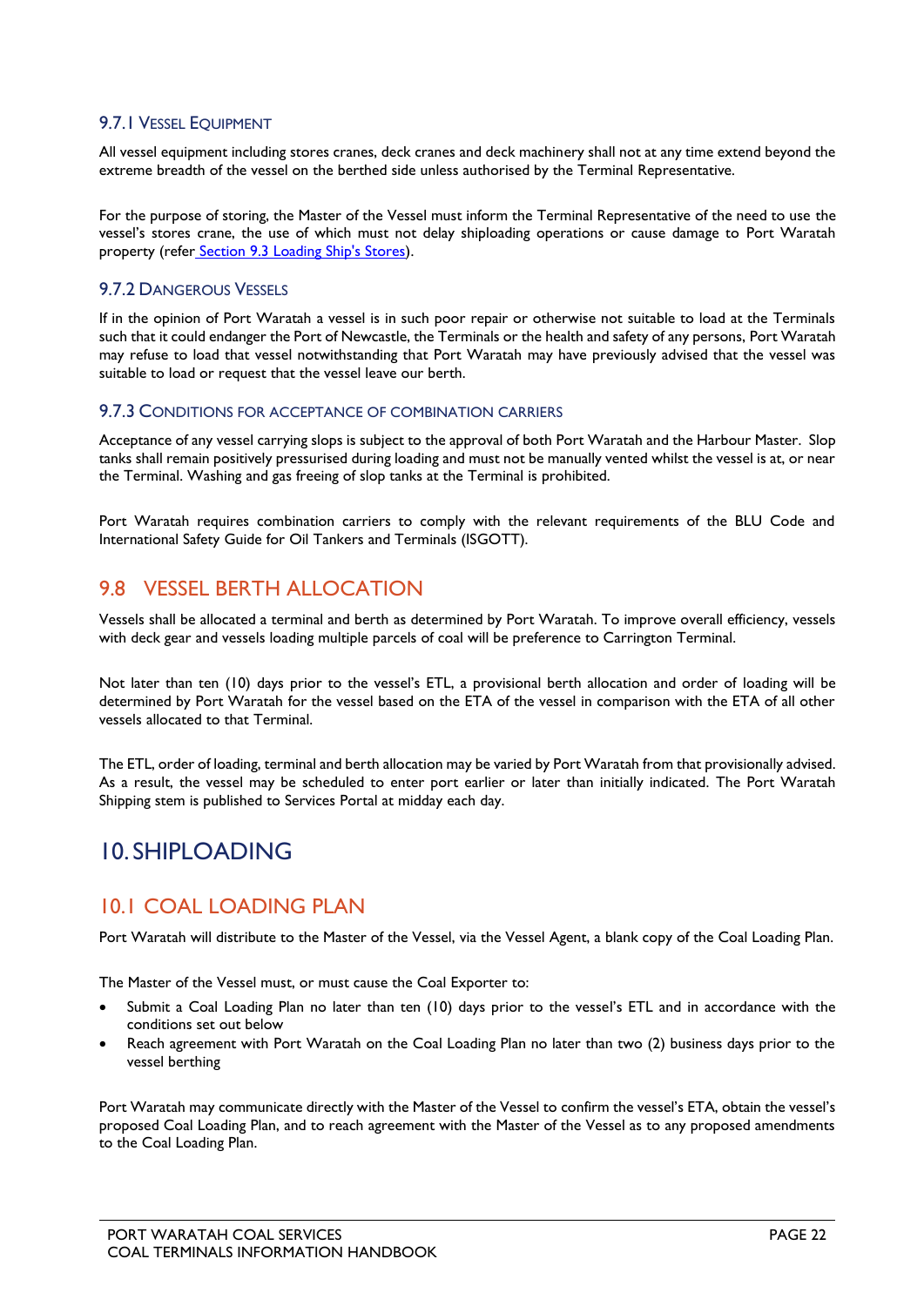### 9.7.1 Vessel Equipment

All vessel equipment including stores cranes, deck cranes and deck machinery shall not at any time extend beyond the extreme breadth of the vessel on the berthed side unless authorised by the Terminal Representative.

For the purpose of storing, the Master of the Vessel must inform the Terminal Representative of the need to use the vessel's stores crane, the use of which must not delay shiploading operations or cause damage to Port Waratah property (refer Section 9.3 Loading Ship's Stores).

### 9.7.2 Dangerous Vessels

If in the opinion of Port Waratah a vessel is in such poor repair or otherwise not suitable to load at the Terminals such that it could endanger the Port of Newcastle, the Terminals or the health and safety of any persons, Port Waratah may refuse to load that vessel notwithstanding that Port Waratah may have previously advised that the vessel was suitable to load or request that the vessel leave our berth.

### 9.7.3 Conditions for acceptance of combination carriers

Acceptance of any vessel carrying slops is subject to the approval of both Port Waratah and the Harbour Master. Slop tanks shall remain positively pressurised during loading and must not be manually vented whilst the vessel is at, or near the Terminal. Washing and gas freeing of slop tanks at the Terminal is prohibited.

Port Waratah requires combination carriers to comply with the relevant requirements of the BLU Code and International Safety Guide for Oil Tankers and Terminals (ISGOTT).

## 9.8 VESSEL BERTH ALLOCATION

Vessels shall be allocated a terminal and berth as determined by Port Waratah. To improve overall efficiency, vessels with deck gear and vessels loading multiple parcels of coal will be preference to Carrington Terminal.

Not later than ten (10) days prior to the vessel's ETL, a provisional berth allocation and order of loading will be determined by Port Waratah for the vessel based on the ETA of the vessel in comparison with the ETA of all other vessels allocated to that Terminal.

The ETL, order of loading, terminal and berth allocation may be varied by Port Waratah from that provisionally advised. As a result, the vessel may be scheduled to enter port earlier or later than initially indicated. The Port Waratah Shipping stem is published to Services Portal at midday each day.

# 10. SHIPLOADING

## 10.1 COAL LOADING PLAN

Port Waratah will distribute to the Master of the Vessel, via the Vessel Agent, a blank copy of the Coal Loading Plan.

The Master of the Vessel must, or must cause the Coal Exporter to:

- Submit a Coal Loading Plan no later than ten (10) days prior to the vessel's ETL and in accordance with the conditions set out below
- Reach agreement with Port Waratah on the Coal Loading Plan no later than two (2) business days prior to the vessel berthing

Port Waratah may communicate directly with the Master of the Vessel to confirm the vessel's ETA, obtain the vessel's proposed Coal Loading Plan, and to reach agreement with the Master of the Vessel as to any proposed amendments to the Coal Loading Plan.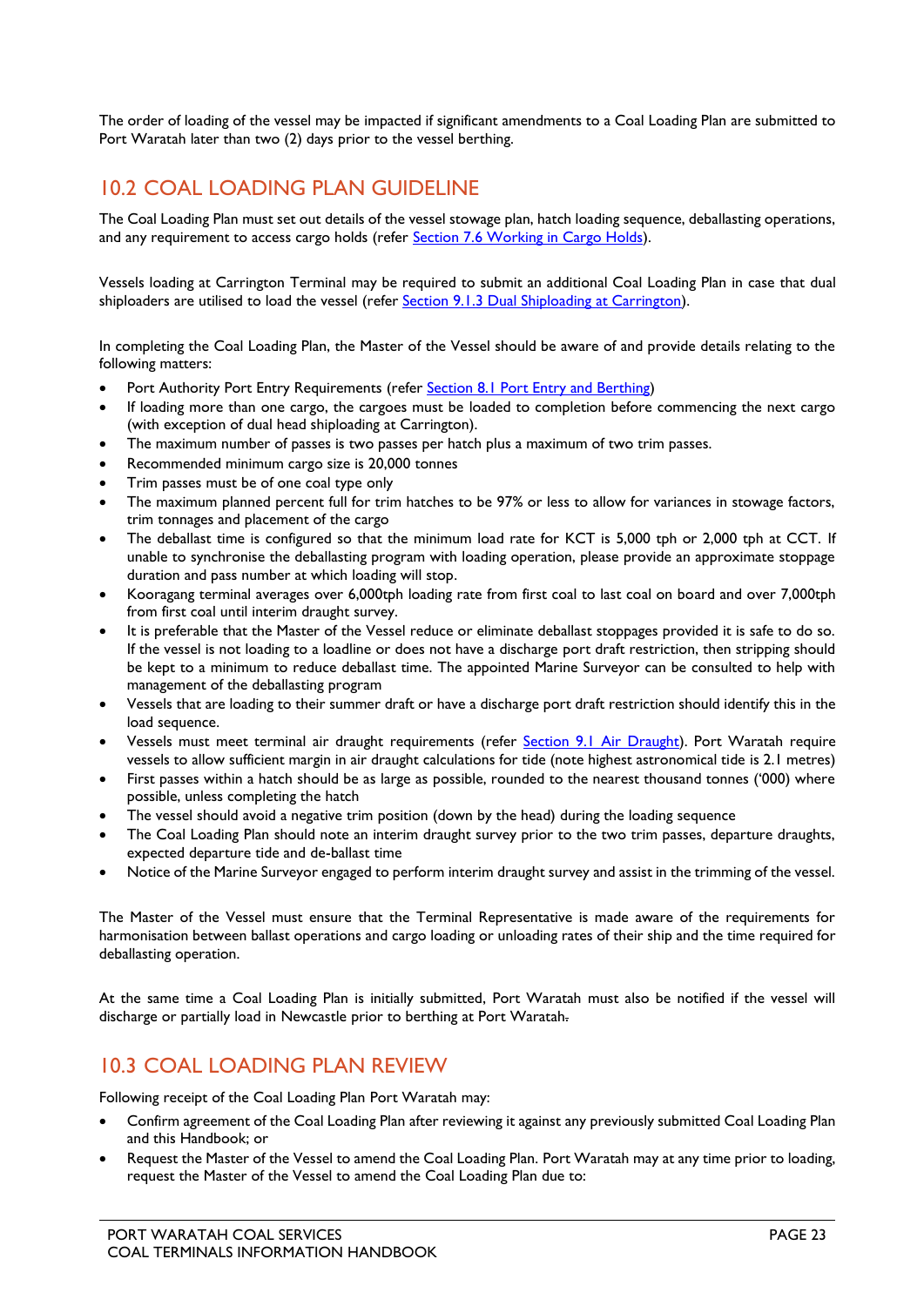The order of loading of the vessel may be impacted if significant amendments to a Coal Loading Plan are submitted to Port Waratah later than two (2) days prior to the vessel berthing.

## 10.2 COAL LOADING PLAN GUIDELINE

The Coal Loading Plan must set out details of the vessel stowage plan, hatch loading sequence, deballasting operations, and any requirement to access cargo holds (refer Section 7.6 Working in Cargo Holds).

Vessels loading at Carrington Terminal may be required to submit an additional Coal Loading Plan in case that dual shiploaders are utilised to load the vessel (refer Section 9.1.3 Dual Shiploading at Carrington).

In completing the Coal Loading Plan, the Master of the Vessel should be aware of and provide details relating to the following matters:

- Port Authority Port Entry Requirements (refer Section 8.1 Port Entry and Berthing)
- If loading more than one cargo, the cargoes must be loaded to completion before commencing the next cargo (with exception of dual head shiploading at Carrington).
- The maximum number of passes is two passes per hatch plus a maximum of two trim passes.
- Recommended minimum cargo size is 20,000 tonnes
- Trim passes must be of one coal type only
- The maximum planned percent full for trim hatches to be 97% or less to allow for variances in stowage factors, trim tonnages and placement of the cargo
- The deballast time is configured so that the minimum load rate for KCT is 5,000 tph or 2,000 tph at CCT. If unable to synchronise the deballasting program with loading operation, please provide an approximate stoppage duration and pass number at which loading will stop.
- Kooragang terminal averages over 6,000tph loading rate from first coal to last coal on board and over 7,000tph from first coal until interim draught survey.
- It is preferable that the Master of the Vessel reduce or eliminate deballast stoppages provided it is safe to do so. If the vessel is not loading to a loadline or does not have a discharge port draft restriction, then stripping should be kept to a minimum to reduce deballast time. The appointed Marine Surveyor can be consulted to help with management of the deballasting program
- Vessels that are loading to their summer draft or have a discharge port draft restriction should identify this in the load sequence.
- Vessels must meet terminal air draught requirements (refer Section 9.1 Air Draught). Port Waratah require vessels to allow sufficient margin in air draught calculations for tide (note highest astronomical tide is 2.1 metres)
- First passes within a hatch should be as large as possible, rounded to the nearest thousand tonnes ('000) where possible, unless completing the hatch
- The vessel should avoid a negative trim position (down by the head) during the loading sequence
- The Coal Loading Plan should note an interim draught survey prior to the two trim passes, departure draughts, expected departure tide and de-ballast time
- Notice of the Marine Surveyor engaged to perform interim draught survey and assist in the trimming of the vessel.

The Master of the Vessel must ensure that the Terminal Representative is made aware of the requirements for harmonisation between ballast operations and cargo loading or unloading rates of their ship and the time required for deballasting operation.

At the same time a Coal Loading Plan is initially submitted, Port Waratah must also be notified if the vessel will discharge or partially load in Newcastle prior to berthing at Port Waratah.

## 10.3 COAL LOADING PLAN REVIEW

Following receipt of the Coal Loading Plan Port Waratah may:

- Confirm agreement of the Coal Loading Plan after reviewing it against any previously submitted Coal Loading Plan and this Handbook; or
- Request the Master of the Vessel to amend the Coal Loading Plan. Port Waratah may at any time prior to loading, request the Master of the Vessel to amend the Coal Loading Plan due to: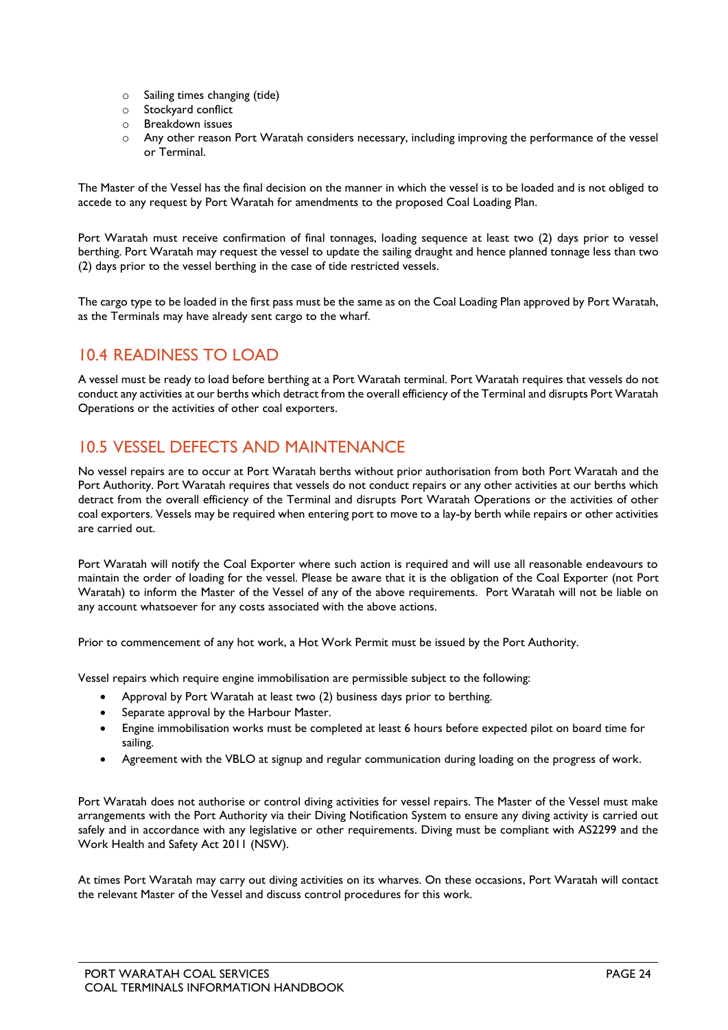- Sailing times changing (tide)
- Stockyard conflict
- Breakdown issues
- Any other reason Port Waratah considers necessary, including improving the performance of the vessel or Terminal.

The Master of the Vessel has the final decision on the manner in which the vessel is to be loaded and is not obliged to accede to any request by Port Waratah for amendments to the proposed Coal Loading Plan.

Port Waratah must receive confirmation of final tonnages, loading sequence at least two (2) days prior to vessel berthing. Port Waratah may request the vessel to update the sailing draught and hence planned tonnage less than two (2) days prior to the vessel berthing in the case of tide restricted vessels.

The cargo type to be loaded in the first pass must be the same as on the Coal Loading Plan approved by Port Waratah, as the Terminals may have already sent cargo to the wharf.

## 10.4 READINESS TO LOAD

A vessel must be ready to load before berthing at a Port Waratah terminal. Port Waratah requires that vessels do not conduct any activities at our berths which detract from the overall efficiency of the Terminal and disrupts Port Waratah Operations or the activities of other coal exporters.

## 10.5 VESSEL DEFECTS AND MAINTENANCE

No vessel repairs are to occur at Port Waratah berths without prior authorisation from both Port Waratah and the Port Authority. Port Waratah requires that vessels do not conduct repairs or any other activities at our berths which detract from the overall efficiency of the Terminal and disrupts Port Waratah Operations or the activities of other coal exporters. Vessels may be required when entering port to move to a lay-by berth while repairs or other activities are carried out.

Port Waratah will notify the Coal Exporter where such action is required and will use all reasonable endeavours to maintain the order of loading for the vessel. Please be aware that it is the obligation of the Coal Exporter (not Port Waratah) to inform the Master of the Vessel of any of the above requirements. Port Waratah will not be liable on any account whatsoever for any costs associated with the above actions.

Prior to commencement of any hot work, a Hot Work Permit must be issued by the Port Authority.

Vessel repairs which require engine immobilisation are permissible subject to the following:

- Approval by Port Waratah at least two (2) business days prior to berthing.
- Separate approval by the Harbour Master.
- Engine immobilisation works must be completed at least 6 hours before expected pilot on board time for sailing.
- Agreement with the VBLO at signup and regular communication during loading on the progress of work.

Port Waratah does not authorise or control diving activities for vessel repairs. The Master of the Vessel must make arrangements with the Port Authority via their Diving Notification System to ensure any diving activity is carried out safely and in accordance with any legislative or other requirements. Diving must be compliant with AS2299 and the Work Health and Safety Act 2011 (NSW).

At times Port Waratah may carry out diving activities on its wharves. On these occasions, Port Waratah will contact the relevant Master of the Vessel and discuss control procedures for this work.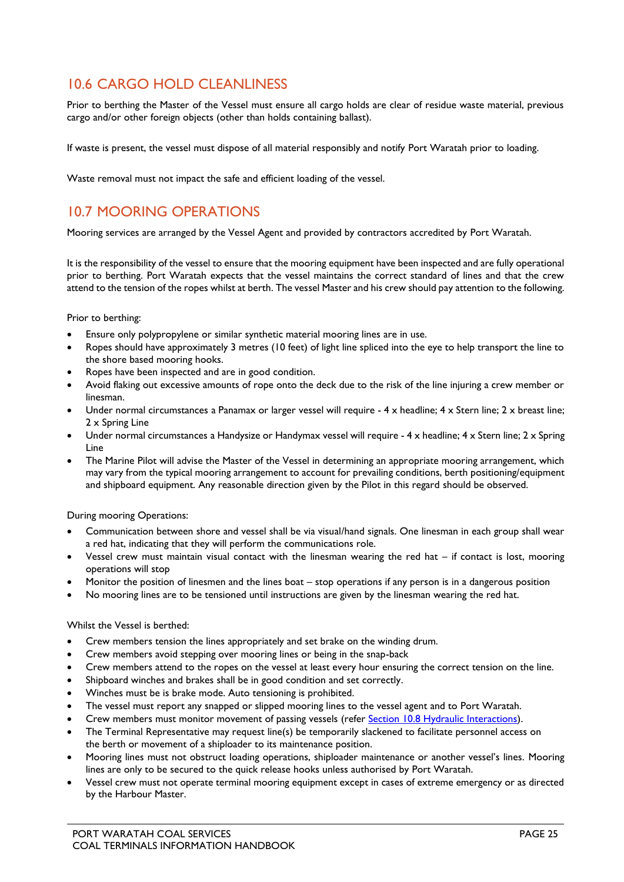## 10.6 CARGO HOLD CLEANLINESS

Prior to berthing the Master of the Vessel must ensure all cargo holds are clear of residue waste material, previous cargo and/or other foreign objects (other than holds containing ballast).

If waste is present, the vessel must dispose of all material responsibly and notify Port Waratah prior to loading.

Waste removal must not impact the safe and efficient loading of the vessel.

## 10.7 MOORING OPERATIONS

Mooring services are arranged by the Vessel Agent and provided by contractors accredited by Port Waratah.

It is the responsibility of the vessel to ensure that the mooring equipment have been inspected and are fully operational prior to berthing. Port Waratah expects that the vessel maintains the correct standard of lines and that the crew attend to the tension of the ropes whilst at berth. The vessel Master and his crew should pay attention to the following.

Prior to berthing:

- Ensure only polypropylene or similar synthetic material mooring lines are in use.
- Ropes should have approximately 3 metres (10 feet) of light line spliced into the eye to help transport the line to the shore based mooring hooks.
- Ropes have been inspected and are in good condition.
- Avoid flaking out excessive amounts of rope onto the deck due to the risk of the line injuring a crew member or linesman.
- Under normal circumstances a Panamax or larger vessel will require - 4 x headline; 4 x Stern line; 2 x breast line; 2 x Spring Line
- Under normal circumstances a Handysize or Handymax vessel will require - 4 x headline; 4 x Stern line; 2 x Spring Line
- The Marine Pilot will advise the Master of the Vessel in determining an appropriate mooring arrangement, which may vary from the typical mooring arrangement to account for prevailing conditions, berth positioning/equipment and shipboard equipment. Any reasonable direction given by the Pilot in this regard should be observed.

During mooring Operations:

- Communication between shore and vessel shall be via visual/hand signals. One linesman in each group shall wear a red hat, indicating that they will perform the communications role.
- Vessel crew must maintain visual contact with the linesman wearing the red hat – if contact is lost, mooring operations will stop
- Monitor the position of linesmen and the lines boat – stop operations if any person is in a dangerous position
- No mooring lines are to be tensioned until instructions are given by the linesman wearing the red hat.

Whilst the Vessel is berthed:

- Crew members tension the lines appropriately and set brake on the winding drum.
- Crew members avoid stepping over mooring lines or being in the snap-back
- Crew members attend to the ropes on the vessel at least every hour ensuring the correct tension on the line.
- Shipboard winches and brakes shall be in good condition and set correctly.
- Winches must be is brake mode. Auto tensioning is prohibited.
- The vessel must report any snapped or slipped mooring lines to the vessel agent and to Port Waratah.
- Crew members must monitor movement of passing vessels (refer Section 10.8 Hydraulic Interactions).
- The Terminal Representative may request line(s) be temporarily slackened to facilitate personnel access on the berth or movement of a shiploader to its maintenance position.
- Mooring lines must not obstruct loading operations, shiploader maintenance or another vessel's lines. Mooring lines are only to be secured to the quick release hooks unless authorised by Port Waratah.
- Vessel crew must not operate terminal mooring equipment except in cases of extreme emergency or as directed by the Harbour Master.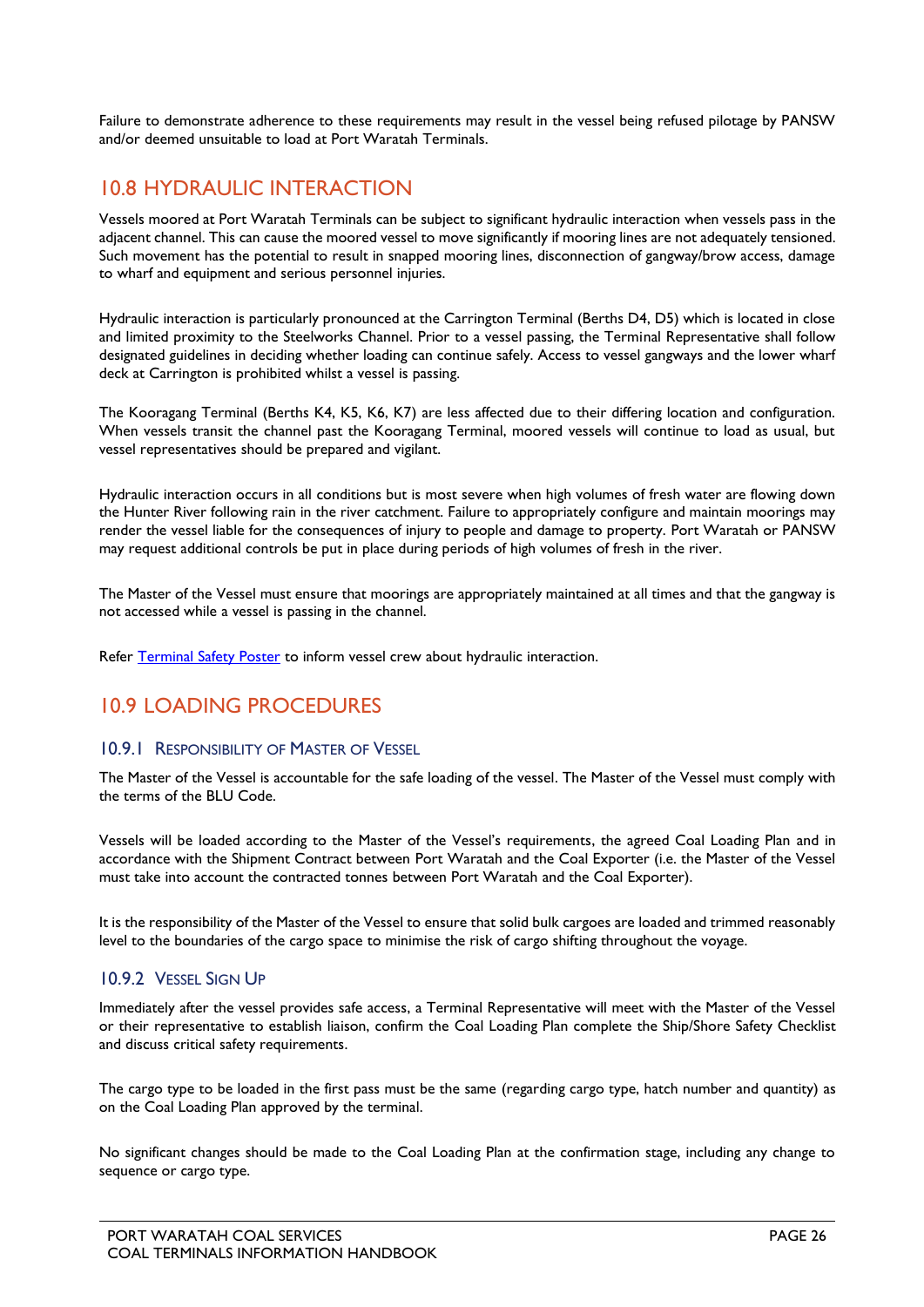Failure to demonstrate adherence to these requirements may result in the vessel being refused pilotage by PANSW and/or deemed unsuitable to load at Port Waratah Terminals.

## 10.8 HYDRAULIC INTERACTION

Vessels moored at Port Waratah Terminals can be subject to significant hydraulic interaction when vessels pass in the adjacent channel. This can cause the moored vessel to move significantly if mooring lines are not adequately tensioned. Such movement has the potential to result in snapped mooring lines, disconnection of gangway/brow access, damage to wharf and equipment and serious personnel injuries.

Hydraulic interaction is particularly pronounced at the Carrington Terminal (Berths D4, D5) which is located in close and limited proximity to the Steelworks Channel. Prior to a vessel passing, the Terminal Representative shall follow designated guidelines in deciding whether loading can continue safely. Access to vessel gangways and the lower wharf deck at Carrington is prohibited whilst a vessel is passing.

The Kooragang Terminal (Berths K4, K5, K6, K7) are less affected due to their differing location and configuration. When vessels transit the channel past the Kooragang Terminal, moored vessels will continue to load as usual, but vessel representatives should be prepared and vigilant.

Hydraulic interaction occurs in all conditions but is most severe when high volumes of fresh water are flowing down the Hunter River following rain in the river catchment. Failure to appropriately configure and maintain moorings may render the vessel liable for the consequences of injury to people and damage to property. Port Waratah or PANSW may request additional controls be put in place during periods of high volumes of fresh in the river.

The Master of the Vessel must ensure that moorings are appropriately maintained at all times and that the gangway is not accessed while a vessel is passing in the channel.

Refer Terminal Safety Poster to inform vessel crew about hydraulic interaction.

## 10.9 LOADING PROCEDURES

### 10.9.1 Responsibility of Master of Vessel

The Master of the Vessel is accountable for the safe loading of the vessel. The Master of the Vessel must comply with the terms of the BLU Code.

Vessels will be loaded according to the Master of the Vessel's requirements, the agreed Coal Loading Plan and in accordance with the Shipment Contract between Port Waratah and the Coal Exporter (i.e. the Master of the Vessel must take into account the contracted tonnes between Port Waratah and the Coal Exporter).

It is the responsibility of the Master of the Vessel to ensure that solid bulk cargoes are loaded and trimmed reasonably level to the boundaries of the cargo space to minimise the risk of cargo shifting throughout the voyage.

### 10.9.2 Vessel Sign Up

Immediately after the vessel provides safe access, a Terminal Representative will meet with the Master of the Vessel or their representative to establish liaison, confirm the Coal Loading Plan complete the Ship/Shore Safety Checklist and discuss critical safety requirements.

The cargo type to be loaded in the first pass must be the same (regarding cargo type, hatch number and quantity) as on the Coal Loading Plan approved by the terminal.

No significant changes should be made to the Coal Loading Plan at the confirmation stage, including any change to sequence or cargo type.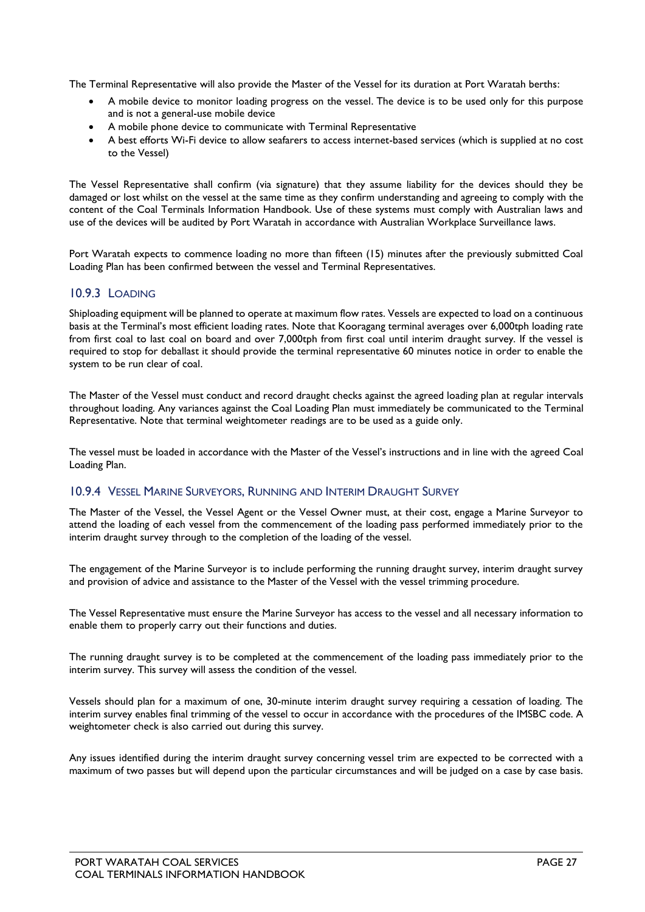The Terminal Representative will also provide the Master of the Vessel for its duration at Port Waratah berths:

- A mobile device to monitor loading progress on the vessel. The device is to be used only for this purpose and is not a general-use mobile device
- A mobile phone device to communicate with Terminal Representative
- A best efforts Wi-Fi device to allow seafarers to access internet-based services (which is supplied at no cost to the Vessel)

The Vessel Representative shall confirm (via signature) that they assume liability for the devices should they be damaged or lost whilst on the vessel at the same time as they confirm understanding and agreeing to comply with the content of the Coal Terminals Information Handbook. Use of these systems must comply with Australian laws and use of the devices will be audited by Port Waratah in accordance with Australian Workplace Surveillance laws.

Port Waratah expects to commence loading no more than fifteen (15) minutes after the previously submitted Coal Loading Plan has been confirmed between the vessel and Terminal Representatives.

### 10.9.3 Loading

Shiploading equipment will be planned to operate at maximum flow rates. Vessels are expected to load on a continuous basis at the Terminal's most efficient loading rates. Note that Kooragang terminal averages over 6,000tph loading rate from first coal to last coal on board and over 7,000tph from first coal until interim draught survey. If the vessel is required to stop for deballast it should provide the terminal representative 60 minutes notice in order to enable the system to be run clear of coal.

The Master of the Vessel must conduct and record draught checks against the agreed loading plan at regular intervals throughout loading. Any variances against the Coal Loading Plan must immediately be communicated to the Terminal Representative. Note that terminal weightometer readings are to be used as a guide only.

The vessel must be loaded in accordance with the Master of the Vessel's instructions and in line with the agreed Coal Loading Plan.

### 10.9.4 Vessel Marine Surveyors, Running and Interim Draught Survey

The Master of the Vessel, the Vessel Agent or the Vessel Owner must, at their cost, engage a Marine Surveyor to attend the loading of each vessel from the commencement of the loading pass performed immediately prior to the interim draught survey through to the completion of the loading of the vessel.

The engagement of the Marine Surveyor is to include performing the running draught survey, interim draught survey and provision of advice and assistance to the Master of the Vessel with the vessel trimming procedure.

The Vessel Representative must ensure the Marine Surveyor has access to the vessel and all necessary information to enable them to properly carry out their functions and duties.

The running draught survey is to be completed at the commencement of the loading pass immediately prior to the interim survey. This survey will assess the condition of the vessel.

Vessels should plan for a maximum of one, 30-minute interim draught survey requiring a cessation of loading. The interim survey enables final trimming of the vessel to occur in accordance with the procedures of the IMSBC code. A weightometer check is also carried out during this survey.

Any issues identified during the interim draught survey concerning vessel trim are expected to be corrected with a maximum of two passes but will depend upon the particular circumstances and will be judged on a case by case basis.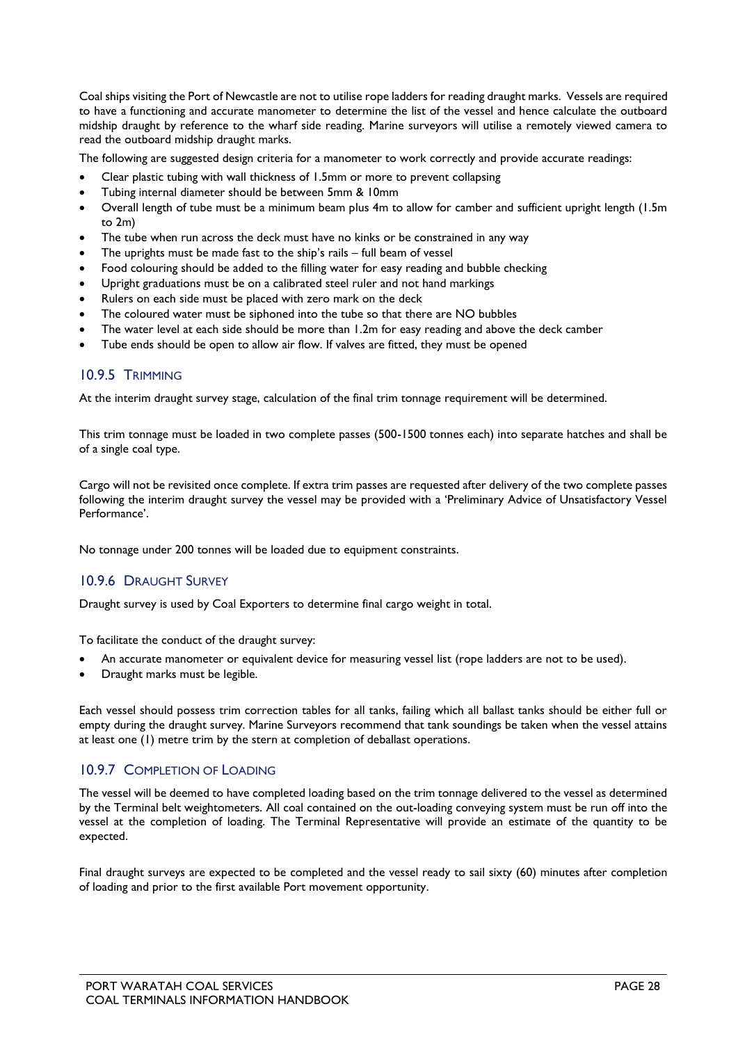Coal ships visiting the Port of Newcastle are not to utilise rope ladders for reading draught marks. Vessels are required to have a functioning and accurate manometer to determine the list of the vessel and hence calculate the outboard midship draught by reference to the wharf side reading. Marine surveyors will utilise a remotely viewed camera to read the outboard midship draught marks.

The following are suggested design criteria for a manometer to work correctly and provide accurate readings:

- Clear plastic tubing with wall thickness of 1.5mm or more to prevent collapsing
- Tubing internal diameter should be between 5mm & 10mm
- Overall length of tube must be a minimum beam plus 4m to allow for camber and sufficient upright length (1.5m to 2m)
- The tube when run across the deck must have no kinks or be constrained in any way
- The uprights must be made fast to the ship's rails – full beam of vessel
- Food colouring should be added to the filling water for easy reading and bubble checking
- Upright graduations must be on a calibrated steel ruler and not hand markings
- Rulers on each side must be placed with zero mark on the deck
- The coloured water must be siphoned into the tube so that there are NO bubbles
- The water level at each side should be more than 1.2m for easy reading and above the deck camber
- Tube ends should be open to allow air flow. If valves are fitted, they must be opened

### 10.9.5 Trimming

At the interim draught survey stage, calculation of the final trim tonnage requirement will be determined.

This trim tonnage must be loaded in two complete passes (500-1500 tonnes each) into separate hatches and shall be of a single coal type.

Cargo will not be revisited once complete. If extra trim passes are requested after delivery of the two complete passes following the interim draught survey the vessel may be provided with a 'Preliminary Advice of Unsatisfactory Vessel Performance'.

No tonnage under 200 tonnes will be loaded due to equipment constraints.

### 10.9.6 Draught Survey

Draught survey is used by Coal Exporters to determine final cargo weight in total.

To facilitate the conduct of the draught survey:

- An accurate manometer or equivalent device for measuring vessel list (rope ladders are not to be used).
- Draught marks must be legible.

Each vessel should possess trim correction tables for all tanks, failing which all ballast tanks should be either full or empty during the draught survey. Marine Surveyors recommend that tank soundings be taken when the vessel attains at least one (1) metre trim by the stern at completion of deballast operations.

### 10.9.7 Completion of Loading

The vessel will be deemed to have completed loading based on the trim tonnage delivered to the vessel as determined by the Terminal belt weightometers. All coal contained on the out-loading conveying system must be run off into the vessel at the completion of loading. The Terminal Representative will provide an estimate of the quantity to be expected.

Final draught surveys are expected to be completed and the vessel ready to sail sixty (60) minutes after completion of loading and prior to the first available Port movement opportunity.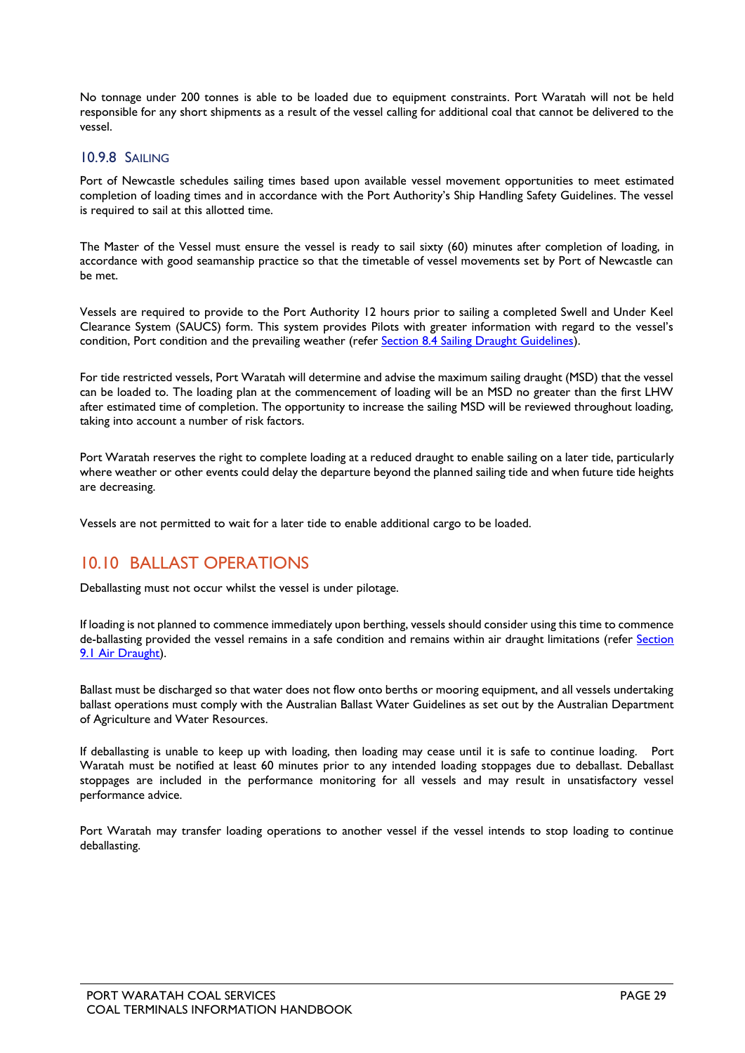No tonnage under 200 tonnes is able to be loaded due to equipment constraints. Port Waratah will not be held responsible for any short shipments as a result of the vessel calling for additional coal that cannot be delivered to the vessel.

### 10.9.8 Sailing

Port of Newcastle schedules sailing times based upon available vessel movement opportunities to meet estimated completion of loading times and in accordance with the Port Authority's Ship Handling Safety Guidelines. The vessel is required to sail at this allotted time.

The Master of the Vessel must ensure the vessel is ready to sail sixty (60) minutes after completion of loading, in accordance with good seamanship practice so that the timetable of vessel movements set by Port of Newcastle can be met.

Vessels are required to provide to the Port Authority 12 hours prior to sailing a completed Swell and Under Keel Clearance System (SAUCS) form. This system provides Pilots with greater information with regard to the vessel's condition, Port condition and the prevailing weather (refer Section 8.4 Sailing Draught Guidelines).

For tide restricted vessels, Port Waratah will determine and advise the maximum sailing draught (MSD) that the vessel can be loaded to. The loading plan at the commencement of loading will be an MSD no greater than the first LHW after estimated time of completion. The opportunity to increase the sailing MSD will be reviewed throughout loading, taking into account a number of risk factors.

Port Waratah reserves the right to complete loading at a reduced draught to enable sailing on a later tide, particularly where weather or other events could delay the departure beyond the planned sailing tide and when future tide heights are decreasing.

Vessels are not permitted to wait for a later tide to enable additional cargo to be loaded.

## 10.10 BALLAST OPERATIONS

Deballasting must not occur whilst the vessel is under pilotage.

If loading is not planned to commence immediately upon berthing, vessels should consider using this time to commence de-ballasting provided the vessel remains in a safe condition and remains within air draught limitations (refer Section 9.1 Air Draught).

Ballast must be discharged so that water does not flow onto berths or mooring equipment, and all vessels undertaking ballast operations must comply with the Australian Ballast Water Guidelines as set out by the Australian Department of Agriculture and Water Resources.

If deballasting is unable to keep up with loading, then loading may cease until it is safe to continue loading. Port Waratah must be notified at least 60 minutes prior to any intended loading stoppages due to deballast. Deballast stoppages are included in the performance monitoring for all vessels and may result in unsatisfactory vessel performance advice.

Port Waratah may transfer loading operations to another vessel if the vessel intends to stop loading to continue deballasting.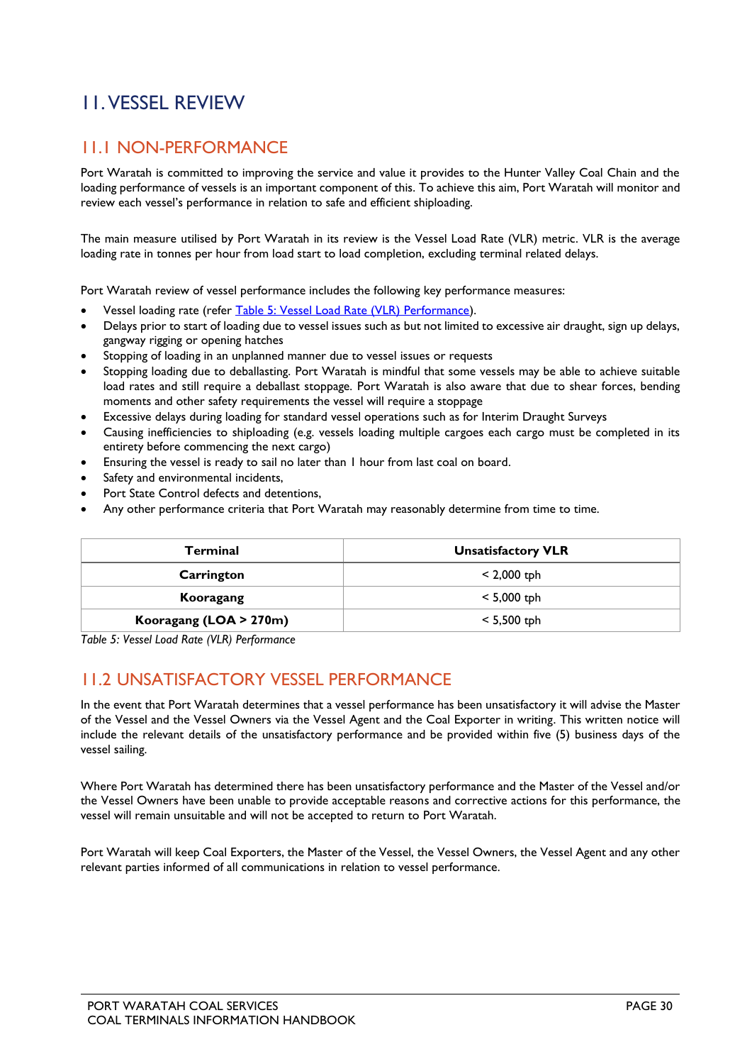# 11. VESSEL REVIEW

## 11.1 NON-PERFORMANCE

Port Waratah is committed to improving the service and value it provides to the Hunter Valley Coal Chain and the loading performance of vessels is an important component of this. To achieve this aim, Port Waratah will monitor and review each vessel's performance in relation to safe and efficient shiploading.

The main measure utilised by Port Waratah in its review is the Vessel Load Rate (VLR) metric. VLR is the average loading rate in tonnes per hour from load start to load completion, excluding terminal related delays.

Port Waratah review of vessel performance includes the following key performance measures:

- Vessel loading rate (refer Table 5: Vessel Load Rate (VLR) Performance).
- Delays prior to start of loading due to vessel issues such as but not limited to excessive air draught, sign up delays, gangway rigging or opening hatches
- Stopping of loading in an unplanned manner due to vessel issues or requests
- Stopping loading due to deballasting. Port Waratah is mindful that some vessels may be able to achieve suitable load rates and still require a deballast stoppage. Port Waratah is also aware that due to shear forces, bending moments and other safety requirements the vessel will require a stoppage
- Excessive delays during loading for standard vessel operations such as for Interim Draught Surveys
- Causing inefficiencies to shiploading (e.g. vessels loading multiple cargoes each cargo must be completed in its entirety before commencing the next cargo)
- Ensuring the vessel is ready to sail no later than 1 hour from last coal on board.
- Safety and environmental incidents,
- Port State Control defects and detentions,
- Any other performance criteria that Port Waratah may reasonably determine from time to time.

| Terminal | Unsatisfactory VLR |
|---|---|
| **Carrington** | < 2,000 tph |
| **Kooragang** | < 5,000 tph |
| **Kooragang (LOA > 270m)** | < 5,500 tph |

*Table 5: Vessel Load Rate (VLR) Performance*

## 11.2 UNSATISFACTORY VESSEL PERFORMANCE

In the event that Port Waratah determines that a vessel performance has been unsatisfactory it will advise the Master of the Vessel and the Vessel Owners via the Vessel Agent and the Coal Exporter in writing. This written notice will include the relevant details of the unsatisfactory performance and be provided within five (5) business days of the vessel sailing.

Where Port Waratah has determined there has been unsatisfactory performance and the Master of the Vessel and/or the Vessel Owners have been unable to provide acceptable reasons and corrective actions for this performance, the vessel will remain unsuitable and will not be accepted to return to Port Waratah.

Port Waratah will keep Coal Exporters, the Master of the Vessel, the Vessel Owners, the Vessel Agent and any other relevant parties informed of all communications in relation to vessel performance.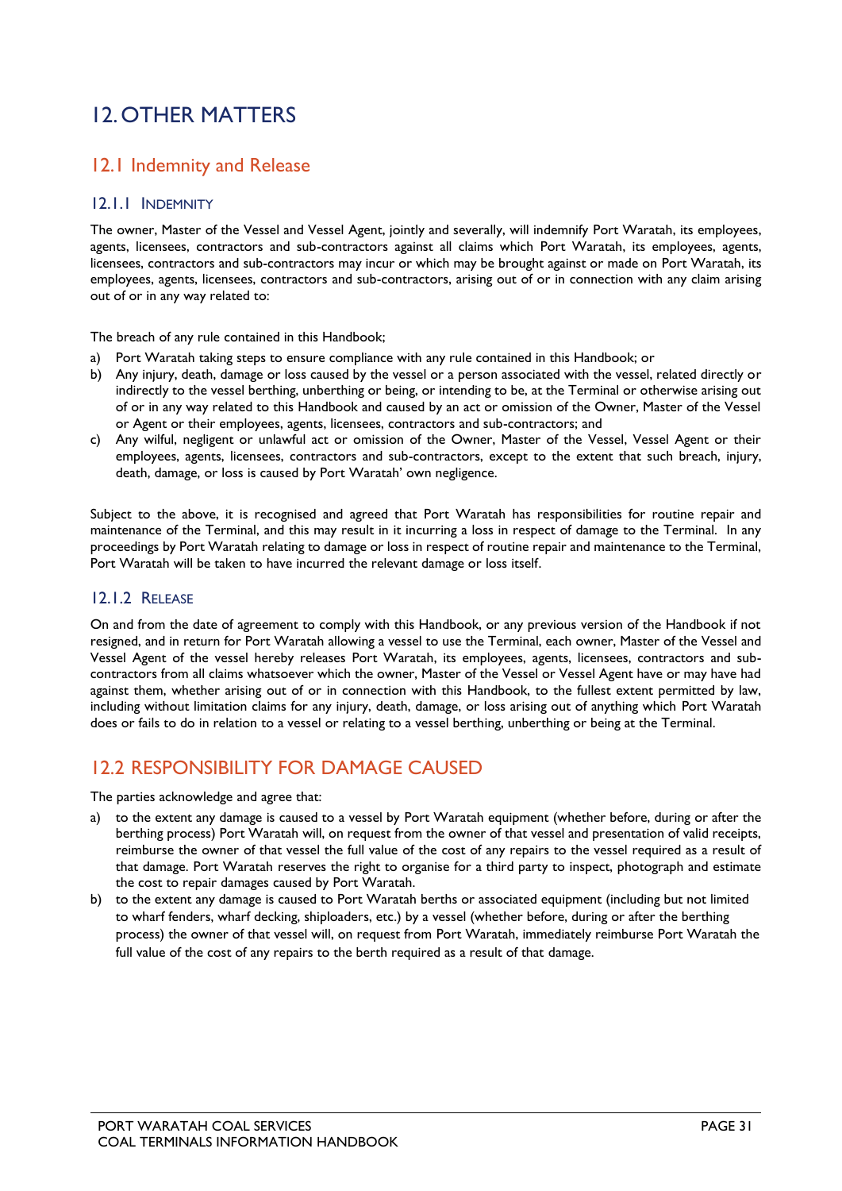# 12. OTHER MATTERS

## 12.1 Indemnity and Release

### 12.1.1 Indemnity

The owner, Master of the Vessel and Vessel Agent, jointly and severally, will indemnify Port Waratah, its employees, agents, licensees, contractors and sub-contractors against all claims which Port Waratah, its employees, agents, licensees, contractors and sub-contractors may incur or which may be brought against or made on Port Waratah, its employees, agents, licensees, contractors and sub-contractors, arising out of or in connection with any claim arising out of or in any way related to:

The breach of any rule contained in this Handbook;

a) Port Waratah taking steps to ensure compliance with any rule contained in this Handbook; or
b) Any injury, death, damage or loss caused by the vessel or a person associated with the vessel, related directly or indirectly to the vessel berthing, unberthing or being, or intending to be, at the Terminal or otherwise arising out of or in any way related to this Handbook and caused by an act or omission of the Owner, Master of the Vessel or Agent or their employees, agents, licensees, contractors and sub-contractors; and
c) Any wilful, negligent or unlawful act or omission of the Owner, Master of the Vessel, Vessel Agent or their employees, agents, licensees, contractors and sub-contractors, except to the extent that such breach, injury, death, damage, or loss is caused by Port Waratah' own negligence.

Subject to the above, it is recognised and agreed that Port Waratah has responsibilities for routine repair and maintenance of the Terminal, and this may result in it incurring a loss in respect of damage to the Terminal. In any proceedings by Port Waratah relating to damage or loss in respect of routine repair and maintenance to the Terminal, Port Waratah will be taken to have incurred the relevant damage or loss itself.

### 12.1.2 Release

On and from the date of agreement to comply with this Handbook, or any previous version of the Handbook if not resigned, and in return for Port Waratah allowing a vessel to use the Terminal, each owner, Master of the Vessel and Vessel Agent of the vessel hereby releases Port Waratah, its employees, agents, licensees, contractors and sub-contractors from all claims whatsoever which the owner, Master of the Vessel or Vessel Agent have or may have had against them, whether arising out of or in connection with this Handbook, to the fullest extent permitted by law, including without limitation claims for any injury, death, damage, or loss arising out of anything which Port Waratah does or fails to do in relation to a vessel or relating to a vessel berthing, unberthing or being at the Terminal.

## 12.2 RESPONSIBILITY FOR DAMAGE CAUSED

The parties acknowledge and agree that:

a) to the extent any damage is caused to a vessel by Port Waratah equipment (whether before, during or after the berthing process) Port Waratah will, on request from the owner of that vessel and presentation of valid receipts, reimburse the owner of that vessel the full value of the cost of any repairs to the vessel required as a result of that damage. Port Waratah reserves the right to organise for a third party to inspect, photograph and estimate the cost to repair damages caused by Port Waratah.
b) to the extent any damage is caused to Port Waratah berths or associated equipment (including but not limited to wharf fenders, wharf decking, shiploaders, etc.) by a vessel (whether before, during or after the berthing process) the owner of that vessel will, on request from Port Waratah, immediately reimburse Port Waratah the full value of the cost of any repairs to the berth required as a result of that damage.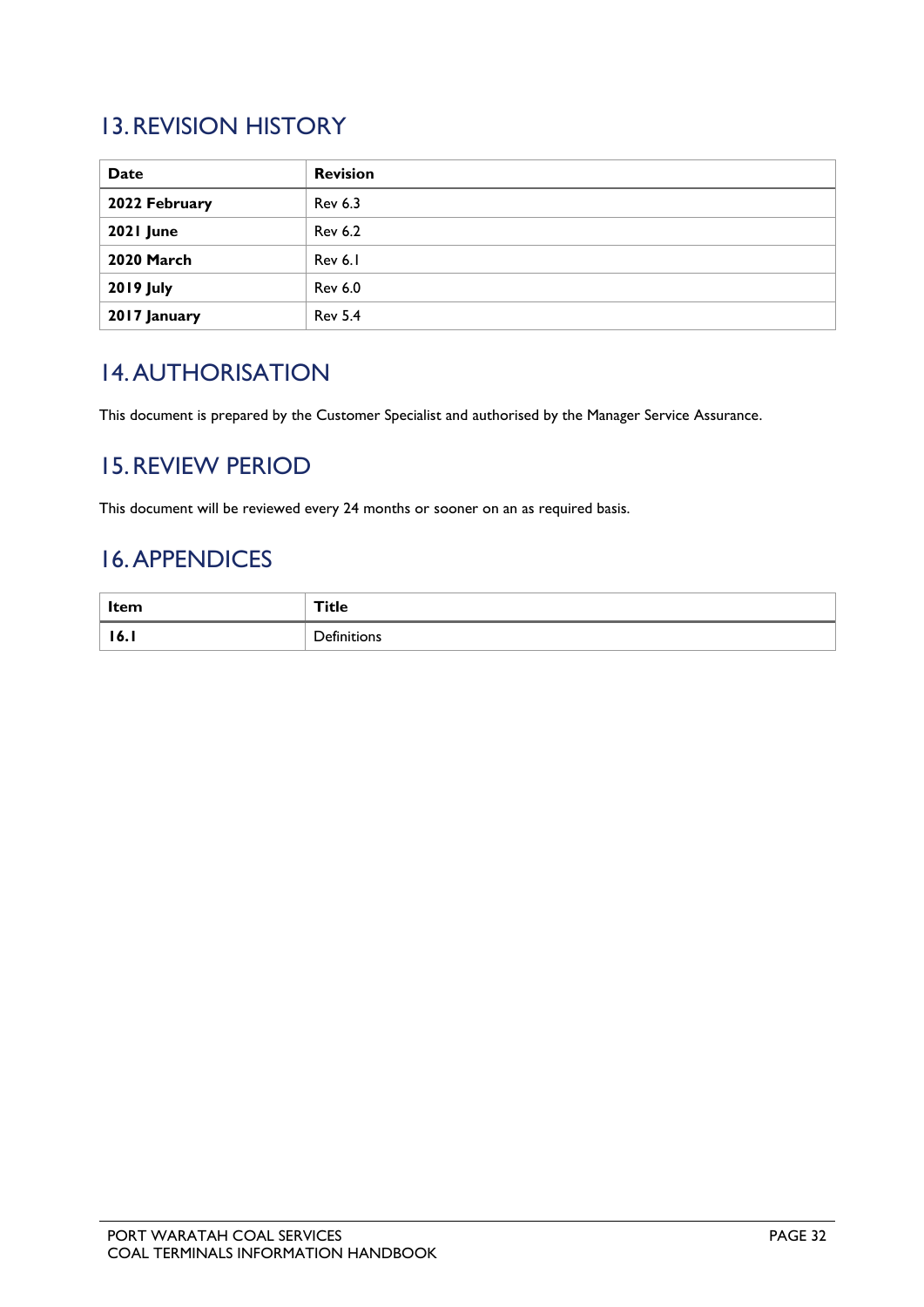## 13. REVISION HISTORY

| Date | Revision |
|---|---|
| **2022 February** | Rev 6.3 |
| **2021 June** | Rev 6.2 |
| **2020 March** | Rev 6.1 |
| **2019 July** | Rev 6.0 |
| **2017 January** | Rev 5.4 |

## 14. AUTHORISATION

This document is prepared by the Customer Specialist and authorised by the Manager Service Assurance.

## 15. REVIEW PERIOD

This document will be reviewed every 24 months or sooner on an as required basis.

## 16. APPENDICES

| Item | Title |
|---|---|
| **16.1** | Definitions |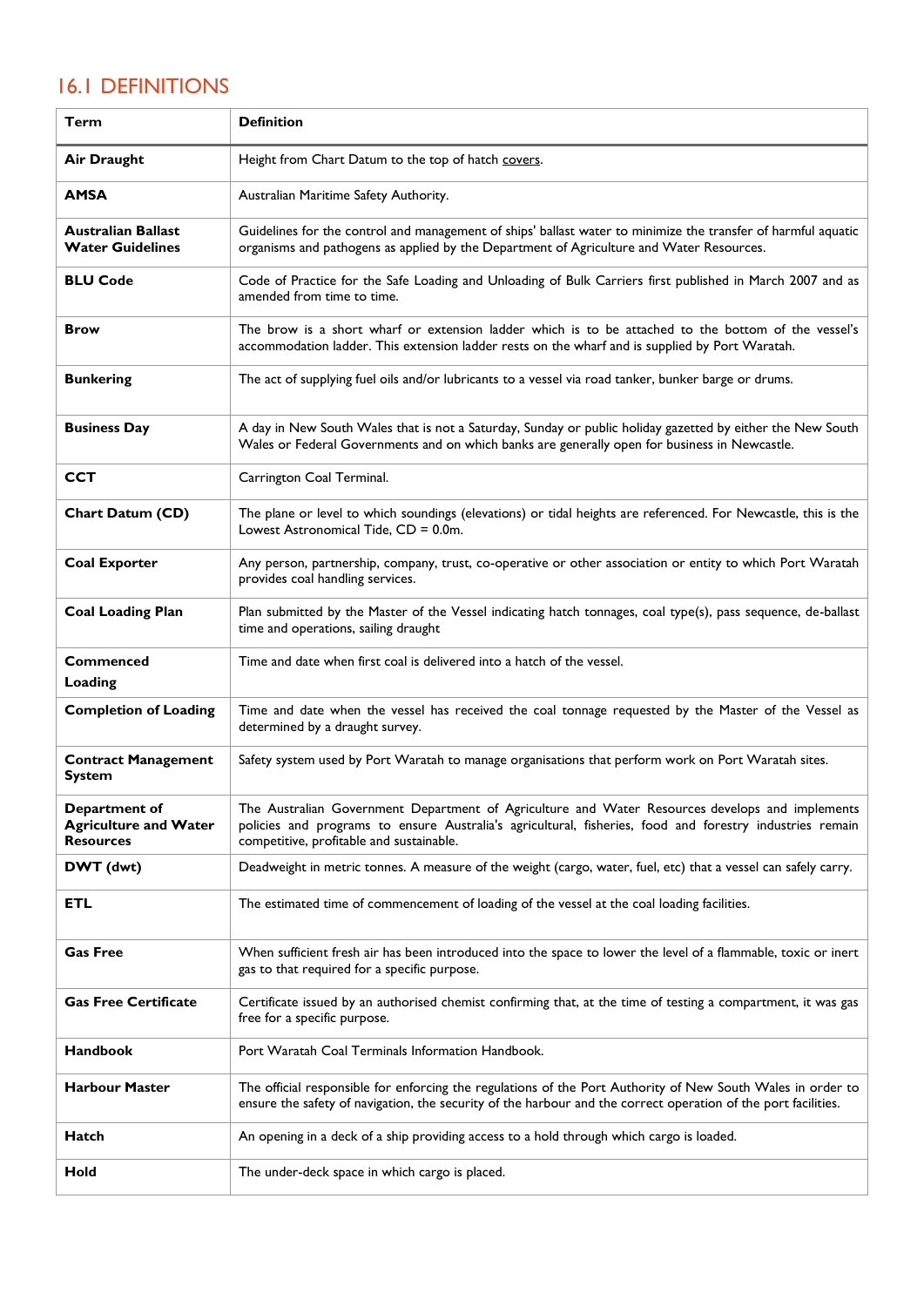## 16.1 DEFINITIONS

| Term | Definition |
|---|---|
| **Air Draught** | Height from Chart Datum to the top of hatch covers. |
| **AMSA** | Australian Maritime Safety Authority. |
| **Australian Ballast Water Guidelines** | Guidelines for the control and management of ships' ballast water to minimize the transfer of harmful aquatic organisms and pathogens as applied by the Department of Agriculture and Water Resources. |
| **BLU Code** | Code of Practice for the Safe Loading and Unloading of Bulk Carriers first published in March 2007 and as amended from time to time. |
| **Brow** | The brow is a short wharf or extension ladder which is to be attached to the bottom of the vessel's accommodation ladder. This extension ladder rests on the wharf and is supplied by Port Waratah. |
| **Bunkering** | The act of supplying fuel oils and/or lubricants to a vessel via road tanker, bunker barge or drums. |
| **Business Day** | A day in New South Wales that is not a Saturday, Sunday or public holiday gazetted by either the New South Wales or Federal Governments and on which banks are generally open for business in Newcastle. |
| **CCT** | Carrington Coal Terminal. |
| **Chart Datum (CD)** | The plane or level to which soundings (elevations) or tidal heights are referenced. For Newcastle, this is the Lowest Astronomical Tide, CD = 0.0m. |
| **Coal Exporter** | Any person, partnership, company, trust, co-operative or other association or entity to which Port Waratah provides coal handling services. |
| **Coal Loading Plan** | Plan submitted by the Master of the Vessel indicating hatch tonnages, coal type(s), pass sequence, de-ballast time and operations, sailing draught |
| **Commenced Loading** | Time and date when first coal is delivered into a hatch of the vessel. |
| **Completion of Loading** | Time and date when the vessel has received the coal tonnage requested by the Master of the Vessel as determined by a draught survey. |
| **Contract Management System** | Safety system used by Port Waratah to manage organisations that perform work on Port Waratah sites. |
| **Department of Agriculture and Water Resources** | The Australian Government Department of Agriculture and Water Resources develops and implements policies and programs to ensure Australia's agricultural, fisheries, food and forestry industries remain competitive, profitable and sustainable. |
| **DWT (dwt)** | Deadweight in metric tonnes. A measure of the weight (cargo, water, fuel, etc) that a vessel can safely carry. |
| **ETL** | The estimated time of commencement of loading of the vessel at the coal loading facilities. |
| **Gas Free** | When sufficient fresh air has been introduced into the space to lower the level of a flammable, toxic or inert gas to that required for a specific purpose. |
| **Gas Free Certificate** | Certificate issued by an authorised chemist confirming that, at the time of testing a compartment, it was gas free for a specific purpose. |
| **Handbook** | Port Waratah Coal Terminals Information Handbook. |
| **Harbour Master** | The official responsible for enforcing the regulations of the Port Authority of New South Wales in order to ensure the safety of navigation, the security of the harbour and the correct operation of the port facilities. |
| **Hatch** | An opening in a deck of a ship providing access to a hold through which cargo is loaded. |
| **Hold** | The under-deck space in which cargo is placed. |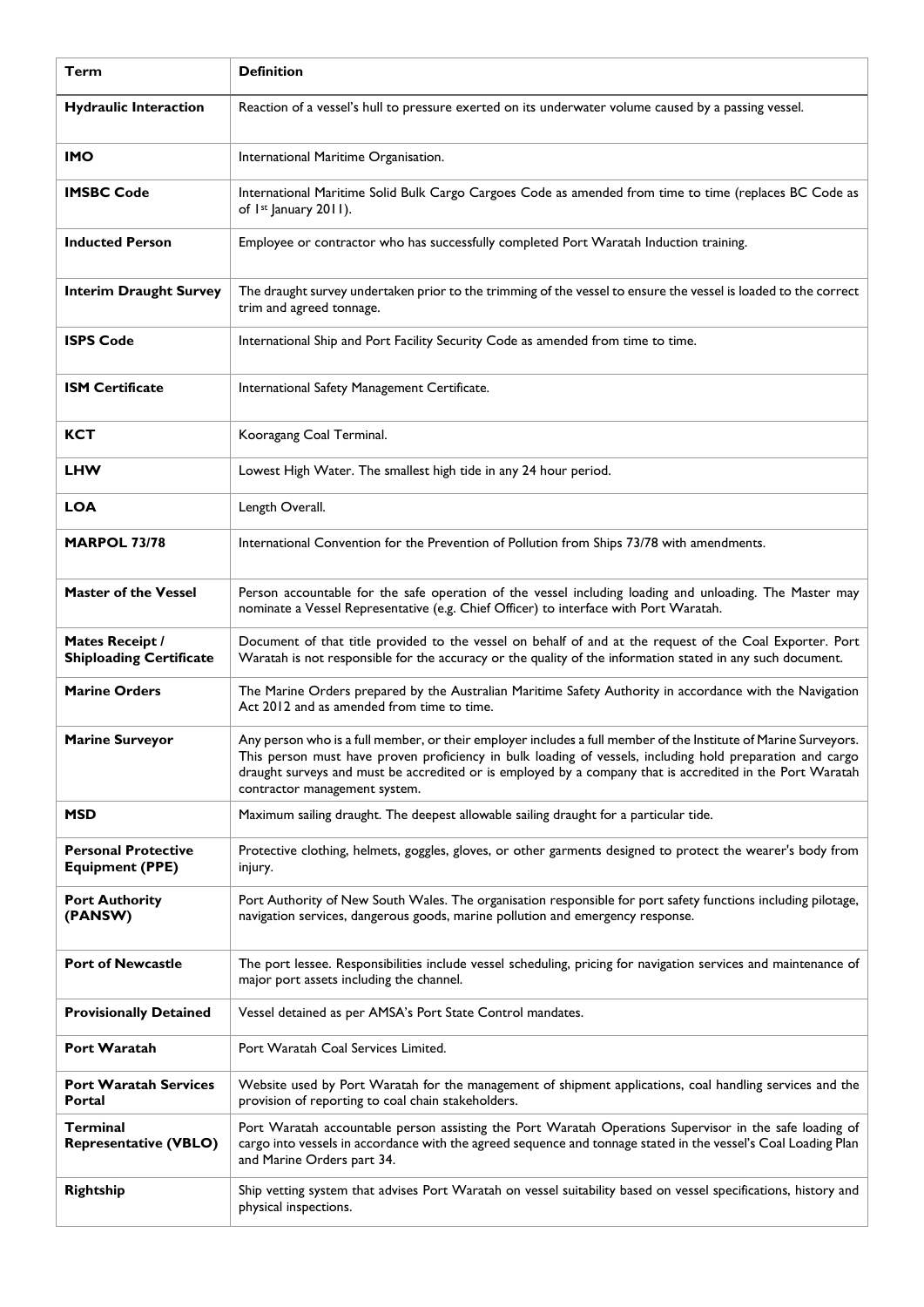| Term | Definition |
|---|---|
| **Hydraulic Interaction** | Reaction of a vessel's hull to pressure exerted on its underwater volume caused by a passing vessel. |
| **IMO** | International Maritime Organisation. |
| **IMSBC Code** | International Maritime Solid Bulk Cargo Cargoes Code as amended from time to time (replaces BC Code as of 1st January 2011). |
| **Inducted Person** | Employee or contractor who has successfully completed Port Waratah Induction training. |
| **Interim Draught Survey** | The draught survey undertaken prior to the trimming of the vessel to ensure the vessel is loaded to the correct trim and agreed tonnage. |
| **ISPS Code** | International Ship and Port Facility Security Code as amended from time to time. |
| **ISM Certificate** | International Safety Management Certificate. |
| **KCT** | Kooragang Coal Terminal. |
| **LHW** | Lowest High Water. The smallest high tide in any 24 hour period. |
| **LOA** | Length Overall. |
| **MARPOL 73/78** | International Convention for the Prevention of Pollution from Ships 73/78 with amendments. |
| **Master of the Vessel** | Person accountable for the safe operation of the vessel including loading and unloading. The Master may nominate a Vessel Representative (e.g. Chief Officer) to interface with Port Waratah. |
| **Mates Receipt / Shiploading Certificate** | Document of that title provided to the vessel on behalf of and at the request of the Coal Exporter. Port Waratah is not responsible for the accuracy or the quality of the information stated in any such document. |
| **Marine Orders** | The Marine Orders prepared by the Australian Maritime Safety Authority in accordance with the Navigation Act 2012 and as amended from time to time. |
| **Marine Surveyor** | Any person who is a full member, or their employer includes a full member of the Institute of Marine Surveyors. This person must have proven proficiency in bulk loading of vessels, including hold preparation and cargo draught surveys and must be accredited or is employed by a company that is accredited in the Port Waratah contractor management system. |
| **MSD** | Maximum sailing draught. The deepest allowable sailing draught for a particular tide. |
| **Personal Protective Equipment (PPE)** | Protective clothing, helmets, goggles, gloves, or other garments designed to protect the wearer's body from injury. |
| **Port Authority (PANSW)** | Port Authority of New South Wales. The organisation responsible for port safety functions including pilotage, navigation services, dangerous goods, marine pollution and emergency response. |
| **Port of Newcastle** | The port lessee. Responsibilities include vessel scheduling, pricing for navigation services and maintenance of major port assets including the channel. |
| **Provisionally Detained** | Vessel detained as per AMSA's Port State Control mandates. |
| **Port Waratah** | Port Waratah Coal Services Limited. |
| **Port Waratah Services Portal** | Website used by Port Waratah for the management of shipment applications, coal handling services and the provision of reporting to coal chain stakeholders. |
| **Terminal Representative (VBLO)** | Port Waratah accountable person assisting the Port Waratah Operations Supervisor in the safe loading of cargo into vessels in accordance with the agreed sequence and tonnage stated in the vessel's Coal Loading Plan and Marine Orders part 34. |
| **Rightship** | Ship vetting system that advises Port Waratah on vessel suitability based on vessel specifications, history and physical inspections. |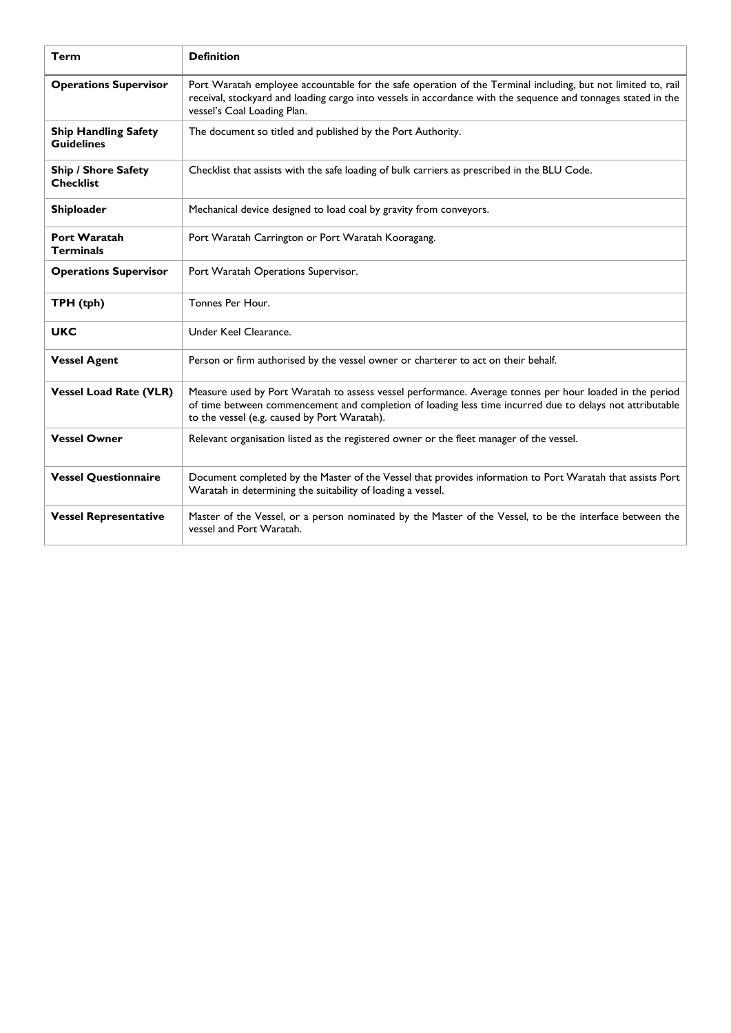| Term | Definition |
|---|---|
| **Operations Supervisor** | Port Waratah employee accountable for the safe operation of the Terminal including, but not limited to, rail receival, stockyard and loading cargo into vessels in accordance with the sequence and tonnages stated in the vessel's Coal Loading Plan. |
| **Ship Handling Safety Guidelines** | The document so titled and published by the Port Authority. |
| **Ship / Shore Safety Checklist** | Checklist that assists with the safe loading of bulk carriers as prescribed in the BLU Code. |
| **Shiploader** | Mechanical device designed to load coal by gravity from conveyors. |
| **Port Waratah Terminals** | Port Waratah Carrington or Port Waratah Kooragang. |
| **Operations Supervisor** | Port Waratah Operations Supervisor. |
| **TPH (tph)** | Tonnes Per Hour. |
| **UKC** | Under Keel Clearance. |
| **Vessel Agent** | Person or firm authorised by the vessel owner or charterer to act on their behalf. |
| **Vessel Load Rate (VLR)** | Measure used by Port Waratah to assess vessel performance. Average tonnes per hour loaded in the period of time between commencement and completion of loading less time incurred due to delays not attributable to the vessel (e.g. caused by Port Waratah). |
| **Vessel Owner** | Relevant organisation listed as the registered owner or the fleet manager of the vessel. |
| **Vessel Questionnaire** | Document completed by the Master of the Vessel that provides information to Port Waratah that assists Port Waratah in determining the suitability of loading a vessel. |
| **Vessel Representative** | Master of the Vessel, or a person nominated by the Master of the Vessel, to be the interface between the vessel and Port Waratah. |